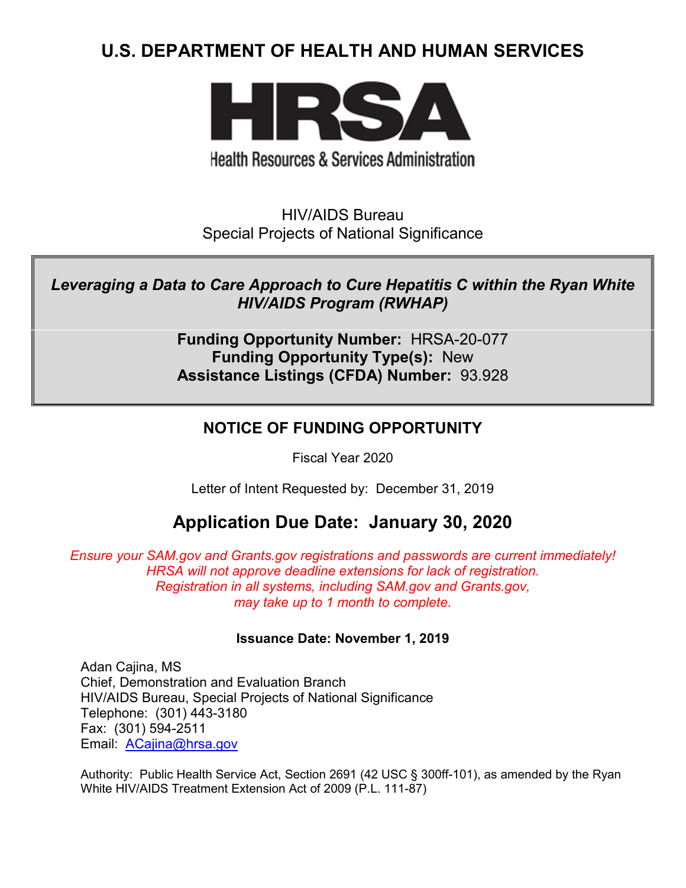# U.S. DEPARTMENT OF HEALTH AND HUMAN SERVICES

**HRSA**

Health Resources & Services Administration

HIV/AIDS Bureau
Special Projects of National Significance

***Leveraging a Data to Care Approach to Cure Hepatitis C within the Ryan White HIV/AIDS Program (RWHAP)***

**Funding Opportunity Number:** HRSA-20-077
**Funding Opportunity Type(s):** New
**Assistance Listings (CFDA) Number:** 93.928

## NOTICE OF FUNDING OPPORTUNITY

Fiscal Year 2020

Letter of Intent Requested by: December 31, 2019

## Application Due Date: January 30, 2020

*Ensure your SAM.gov and Grants.gov registrations and passwords are current immediately! HRSA will not approve deadline extensions for lack of registration. Registration in all systems, including SAM.gov and Grants.gov, may take up to 1 month to complete.*

**Issuance Date: November 1, 2019**

Adan Cajina, MS
Chief, Demonstration and Evaluation Branch
HIV/AIDS Bureau, Special Projects of National Significance
Telephone: (301) 443-3180
Fax: (301) 594-2511
Email: ACajina@hrsa.gov

Authority: Public Health Service Act, Section 2691 (42 USC § 300ff-101), as amended by the Ryan White HIV/AIDS Treatment Extension Act of 2009 (P.L. 111-87)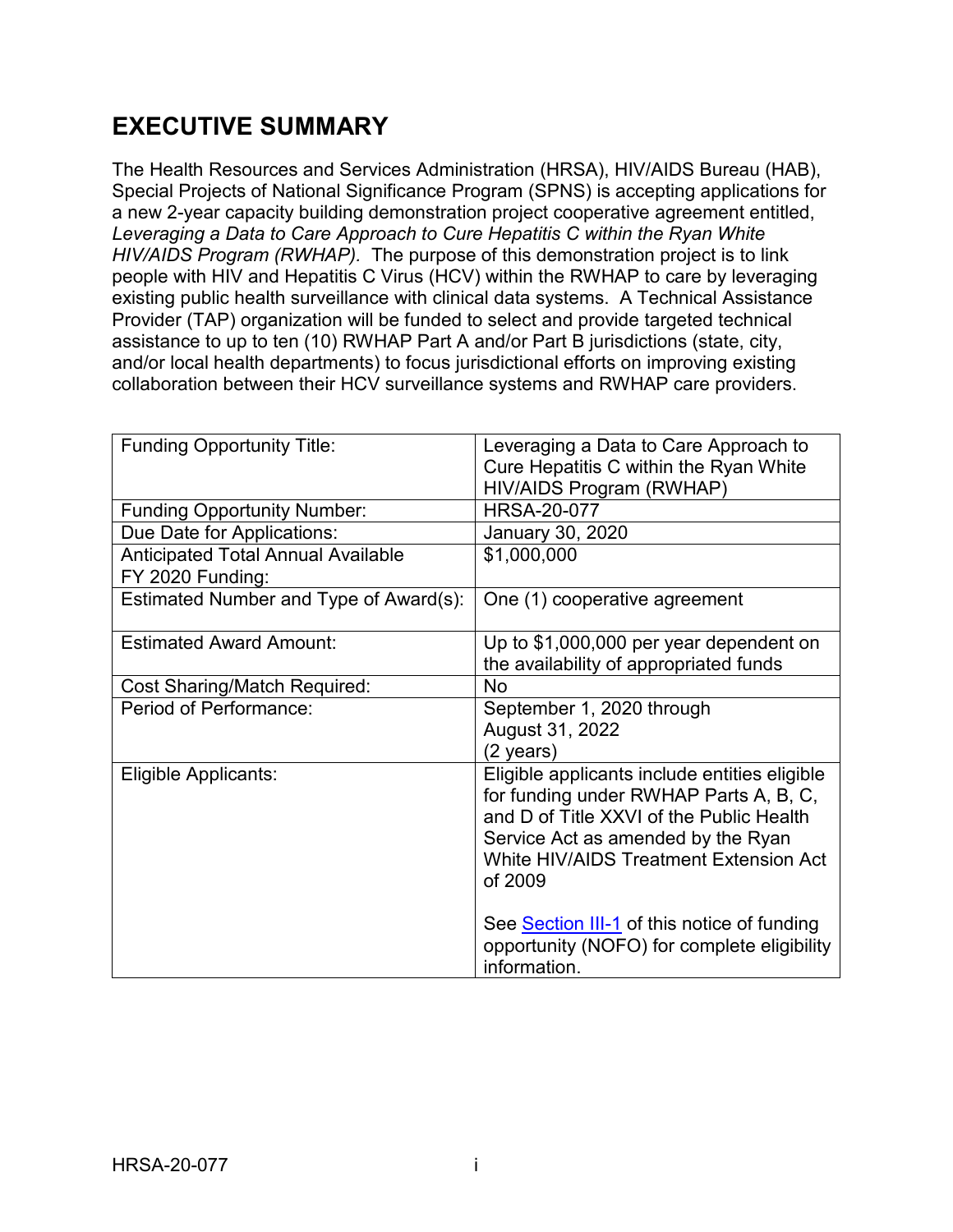# EXECUTIVE SUMMARY

The Health Resources and Services Administration (HRSA), HIV/AIDS Bureau (HAB), Special Projects of National Significance Program (SPNS) is accepting applications for a new 2-year capacity building demonstration project cooperative agreement entitled, *Leveraging a Data to Care Approach to Cure Hepatitis C within the Ryan White HIV/AIDS Program (RWHAP).* The purpose of this demonstration project is to link people with HIV and Hepatitis C Virus (HCV) within the RWHAP to care by leveraging existing public health surveillance with clinical data systems. A Technical Assistance Provider (TAP) organization will be funded to select and provide targeted technical assistance to up to ten (10) RWHAP Part A and/or Part B jurisdictions (state, city, and/or local health departments) to focus jurisdictional efforts on improving existing collaboration between their HCV surveillance systems and RWHAP care providers.

| | |
|---|---|
| Funding Opportunity Title: | Leveraging a Data to Care Approach to Cure Hepatitis C within the Ryan White HIV/AIDS Program (RWHAP) |
| Funding Opportunity Number: | HRSA-20-077 |
| Due Date for Applications: | January 30, 2020 |
| Anticipated Total Annual Available FY 2020 Funding: | $1,000,000 |
| Estimated Number and Type of Award(s): | One (1) cooperative agreement |
| Estimated Award Amount: | Up to $1,000,000 per year dependent on the availability of appropriated funds |
| Cost Sharing/Match Required: | No |
| Period of Performance: | September 1, 2020 through August 31, 2022 (2 years) |
| Eligible Applicants: | Eligible applicants include entities eligible for funding under RWHAP Parts A, B, C, and D of Title XXVI of the Public Health Service Act as amended by the Ryan White HIV/AIDS Treatment Extension Act of 2009<br><br>See Section III-1 of this notice of funding opportunity (NOFO) for complete eligibility information. |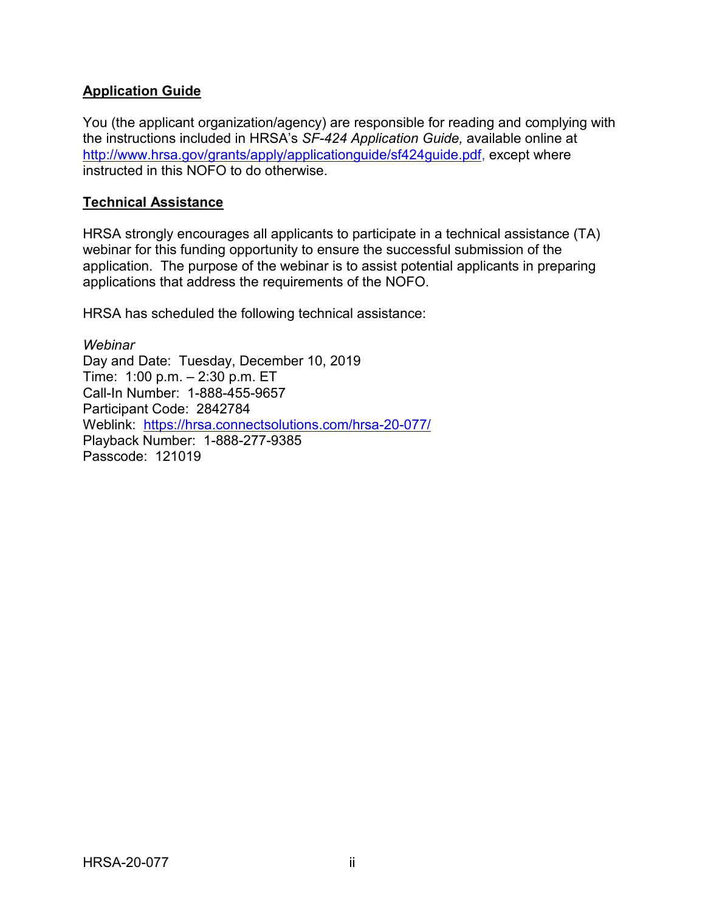## Application Guide

You (the applicant organization/agency) are responsible for reading and complying with the instructions included in HRSA's *SF-424 Application Guide,* available online at [http://www.hrsa.gov/grants/apply/applicationguide/sf424guide.pdf](http://www.hrsa.gov/grants/apply/applicationguide/sf424guide.pdf), except where instructed in this NOFO to do otherwise.

## Technical Assistance

HRSA strongly encourages all applicants to participate in a technical assistance (TA) webinar for this funding opportunity to ensure the successful submission of the application. The purpose of the webinar is to assist potential applicants in preparing applications that address the requirements of the NOFO.

HRSA has scheduled the following technical assistance:

*Webinar*
Day and Date: Tuesday, December 10, 2019
Time: 1:00 p.m. – 2:30 p.m. ET
Call-In Number: 1-888-455-9657
Participant Code: 2842784
Weblink: [https://hrsa.connectsolutions.com/hrsa-20-077/](https://hrsa.connectsolutions.com/hrsa-20-077/)
Playback Number: 1-888-277-9385
Passcode: 121019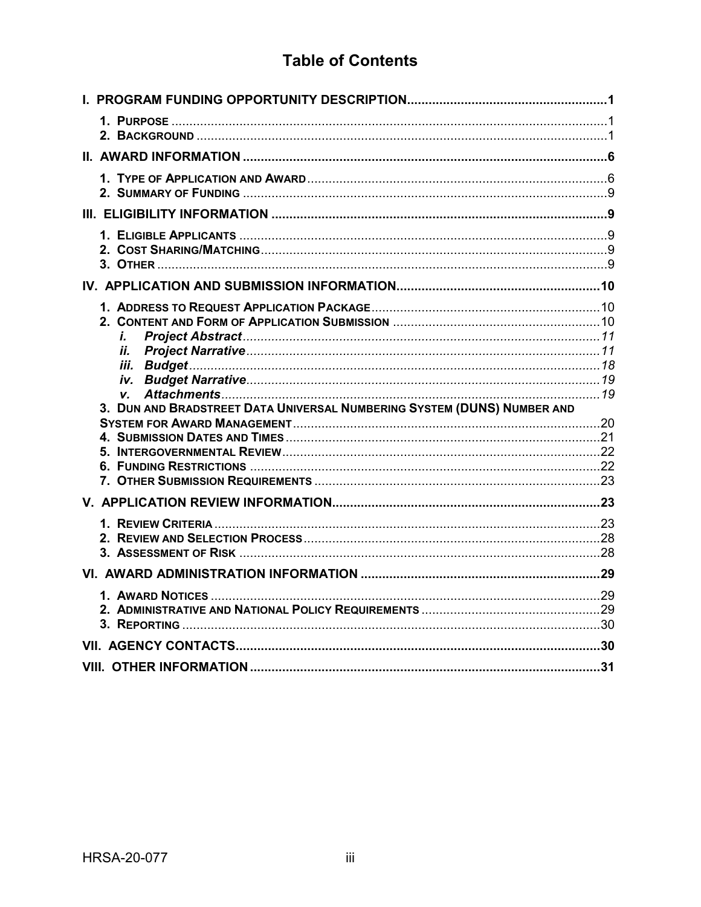# Table of Contents

**I. PROGRAM FUNDING OPPORTUNITY DESCRIPTION....................................................1**

- **1. PURPOSE** ..................................................................................................................1
- **2. BACKGROUND** ............................................................................................................1

**II. AWARD INFORMATION .....................................................................................................6**

- **1. TYPE OF APPLICATION AND AWARD**...........................................................................6
- **2. SUMMARY OF FUNDING** ..............................................................................................9

**III. ELIGIBILITY INFORMATION ...........................................................................................9**

- **1. ELIGIBLE APPLICANTS** ..............................................................................................9
- **2. COST SHARING/MATCHING**.........................................................................................9
- **3. OTHER** .......................................................................................................................9

**IV. APPLICATION AND SUBMISSION INFORMATION.......................................................10**

- **1. ADDRESS TO REQUEST APPLICATION PACKAGE**......................................................10
- **2. CONTENT AND FORM OF APPLICATION SUBMISSION** ................................................10
  - ***i. Project Abstract***..........................................................................................*11*
  - ***ii. Project Narrative***.........................................................................................*11*
  - ***iii. Budget***........................................................................................................*18*
  - ***iv. Budget Narrative***.........................................................................................*19*
  - ***v. Attachments***.................................................................................................*19*
- **3. DUN AND BRADSTREET DATA UNIVERSAL NUMBERING SYSTEM (DUNS) NUMBER AND SYSTEM FOR AWARD MANAGEMENT**...........................................................................20
- **4. SUBMISSION DATES AND TIMES**..................................................................................21
- **5. INTERGOVERNMENTAL REVIEW**...................................................................................22
- **6. FUNDING RESTRICTIONS** ...........................................................................................22
- **7. OTHER SUBMISSION REQUIREMENTS** .........................................................................23

**V. APPLICATION REVIEW INFORMATION..........................................................................23**

- **1. REVIEW CRITERIA** ......................................................................................................23
- **2. REVIEW AND SELECTION PROCESS**............................................................................28
- **3. ASSESSMENT OF RISK** ...............................................................................................28

**VI. AWARD ADMINISTRATION INFORMATION .................................................................29**

- **1. AWARD NOTICES** .......................................................................................................29
- **2. ADMINISTRATIVE AND NATIONAL POLICY REQUIREMENTS** ..........................................29
- **3. REPORTING** ...............................................................................................................30

**VII. AGENCY CONTACTS.....................................................................................................30**

**VIII. OTHER INFORMATION .................................................................................................31**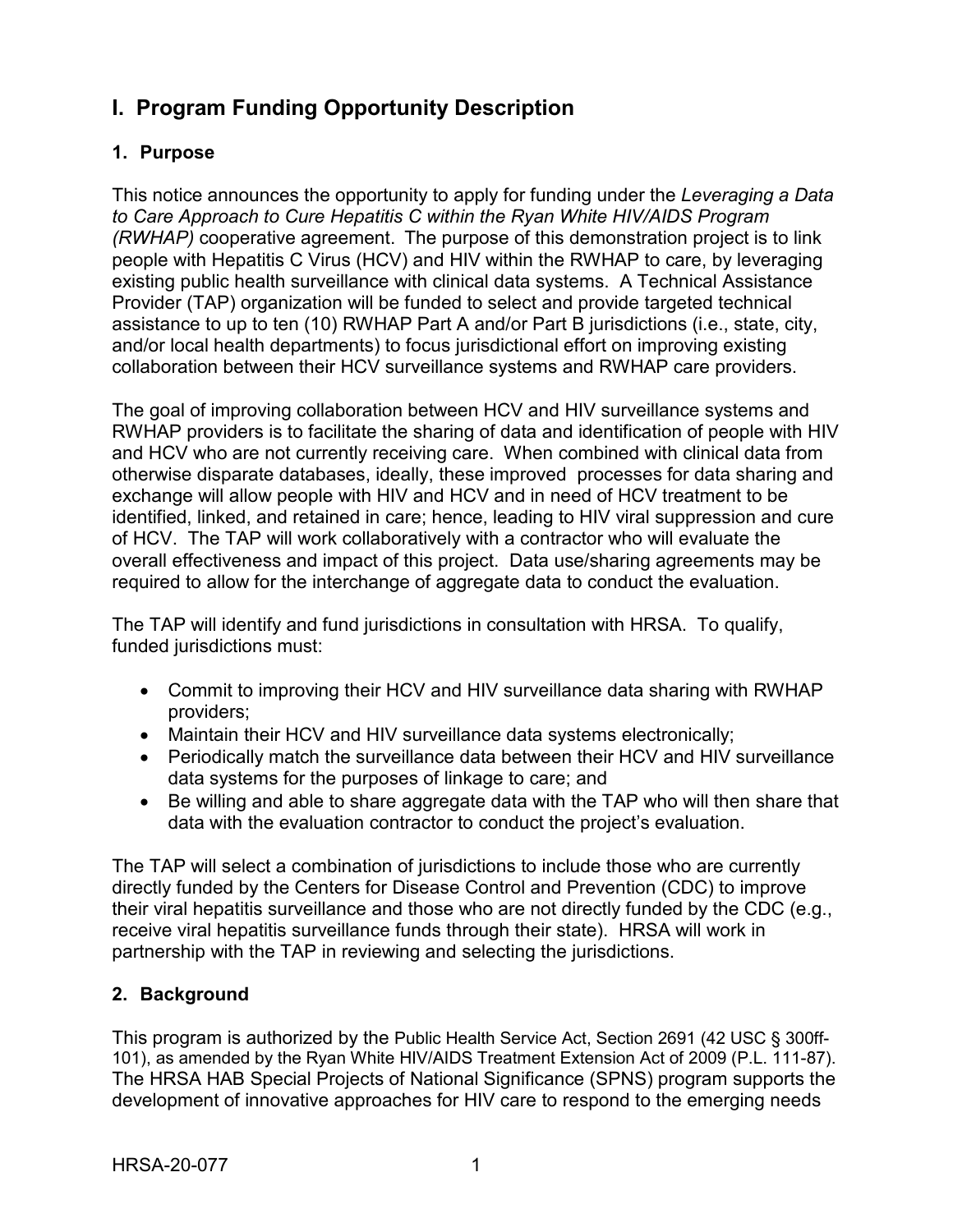# I. Program Funding Opportunity Description

## 1. Purpose

This notice announces the opportunity to apply for funding under the *Leveraging a Data to Care Approach to Cure Hepatitis C within the Ryan White HIV/AIDS Program (RWHAP)* cooperative agreement. The purpose of this demonstration project is to link people with Hepatitis C Virus (HCV) and HIV within the RWHAP to care, by leveraging existing public health surveillance with clinical data systems. A Technical Assistance Provider (TAP) organization will be funded to select and provide targeted technical assistance to up to ten (10) RWHAP Part A and/or Part B jurisdictions (i.e., state, city, and/or local health departments) to focus jurisdictional effort on improving existing collaboration between their HCV surveillance systems and RWHAP care providers.

The goal of improving collaboration between HCV and HIV surveillance systems and RWHAP providers is to facilitate the sharing of data and identification of people with HIV and HCV who are not currently receiving care. When combined with clinical data from otherwise disparate databases, ideally, these improved processes for data sharing and exchange will allow people with HIV and HCV and in need of HCV treatment to be identified, linked, and retained in care; hence, leading to HIV viral suppression and cure of HCV. The TAP will work collaboratively with a contractor who will evaluate the overall effectiveness and impact of this project. Data use/sharing agreements may be required to allow for the interchange of aggregate data to conduct the evaluation.

The TAP will identify and fund jurisdictions in consultation with HRSA. To qualify, funded jurisdictions must:

- Commit to improving their HCV and HIV surveillance data sharing with RWHAP providers;
- Maintain their HCV and HIV surveillance data systems electronically;
- Periodically match the surveillance data between their HCV and HIV surveillance data systems for the purposes of linkage to care; and
- Be willing and able to share aggregate data with the TAP who will then share that data with the evaluation contractor to conduct the project's evaluation.

The TAP will select a combination of jurisdictions to include those who are currently directly funded by the Centers for Disease Control and Prevention (CDC) to improve their viral hepatitis surveillance and those who are not directly funded by the CDC (e.g., receive viral hepatitis surveillance funds through their state). HRSA will work in partnership with the TAP in reviewing and selecting the jurisdictions.

## 2. Background

This program is authorized by the Public Health Service Act, Section 2691 (42 USC § 300ff-101), as amended by the Ryan White HIV/AIDS Treatment Extension Act of 2009 (P.L. 111-87). The HRSA HAB Special Projects of National Significance (SPNS) program supports the development of innovative approaches for HIV care to respond to the emerging needs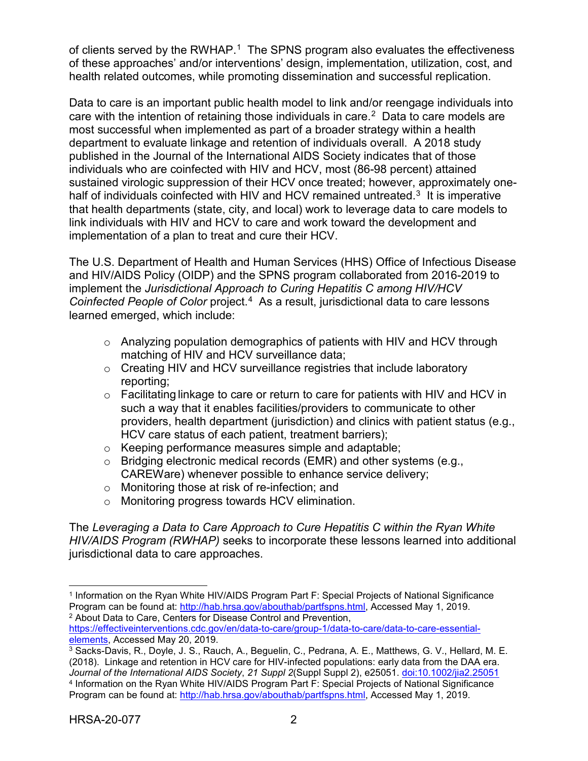of clients served by the RWHAP.[1] The SPNS program also evaluates the effectiveness of these approaches' and/or interventions' design, implementation, utilization, cost, and health related outcomes, while promoting dissemination and successful replication.

Data to care is an important public health model to link and/or reengage individuals into care with the intention of retaining those individuals in care.[2] Data to care models are most successful when implemented as part of a broader strategy within a health department to evaluate linkage and retention of individuals overall. A 2018 study published in the Journal of the International AIDS Society indicates that of those individuals who are coinfected with HIV and HCV, most (86-98 percent) attained sustained virologic suppression of their HCV once treated; however, approximately one-half of individuals coinfected with HIV and HCV remained untreated.[3] It is imperative that health departments (state, city, and local) work to leverage data to care models to link individuals with HIV and HCV to care and work toward the development and implementation of a plan to treat and cure their HCV.

The U.S. Department of Health and Human Services (HHS) Office of Infectious Disease and HIV/AIDS Policy (OIDP) and the SPNS program collaborated from 2016-2019 to implement the *Jurisdictional Approach to Curing Hepatitis C among HIV/HCV Coinfected People of Color* project.[4] As a result, jurisdictional data to care lessons learned emerged, which include:

- Analyzing population demographics of patients with HIV and HCV through matching of HIV and HCV surveillance data;
- Creating HIV and HCV surveillance registries that include laboratory reporting;
- Facilitating linkage to care or return to care for patients with HIV and HCV in such a way that it enables facilities/providers to communicate to other providers, health department (jurisdiction) and clinics with patient status (e.g., HCV care status of each patient, treatment barriers);
- Keeping performance measures simple and adaptable;
- Bridging electronic medical records (EMR) and other systems (e.g., CAREWare) whenever possible to enhance service delivery;
- Monitoring those at risk of re-infection; and
- Monitoring progress towards HCV elimination.

The *Leveraging a Data to Care Approach to Cure Hepatitis C within the Ryan White HIV/AIDS Program (RWHAP)* seeks to incorporate these lessons learned into additional jurisdictional data to care approaches.

---

[1] Information on the Ryan White HIV/AIDS Program Part F: Special Projects of National Significance Program can be found at: http://hab.hrsa.gov/abouthab/partfspns.html, Accessed May 1, 2019.

[2] About Data to Care, Centers for Disease Control and Prevention, https://effectiveinterventions.cdc.gov/en/data-to-care/group-1/data-to-care/data-to-care-essential-elements, Accessed May 20, 2019.

[3] Sacks-Davis, R., Doyle, J. S., Rauch, A., Beguelin, C., Pedrana, A. E., Matthews, G. V., Hellard, M. E. (2018). Linkage and retention in HCV care for HIV-infected populations: early data from the DAA era. *Journal of the International AIDS Society*, *21 Suppl 2*(Suppl Suppl 2), e25051. doi:10.1002/jia2.25051

[4] Information on the Ryan White HIV/AIDS Program Part F: Special Projects of National Significance Program can be found at: http://hab.hrsa.gov/abouthab/partfspns.html, Accessed May 1, 2019.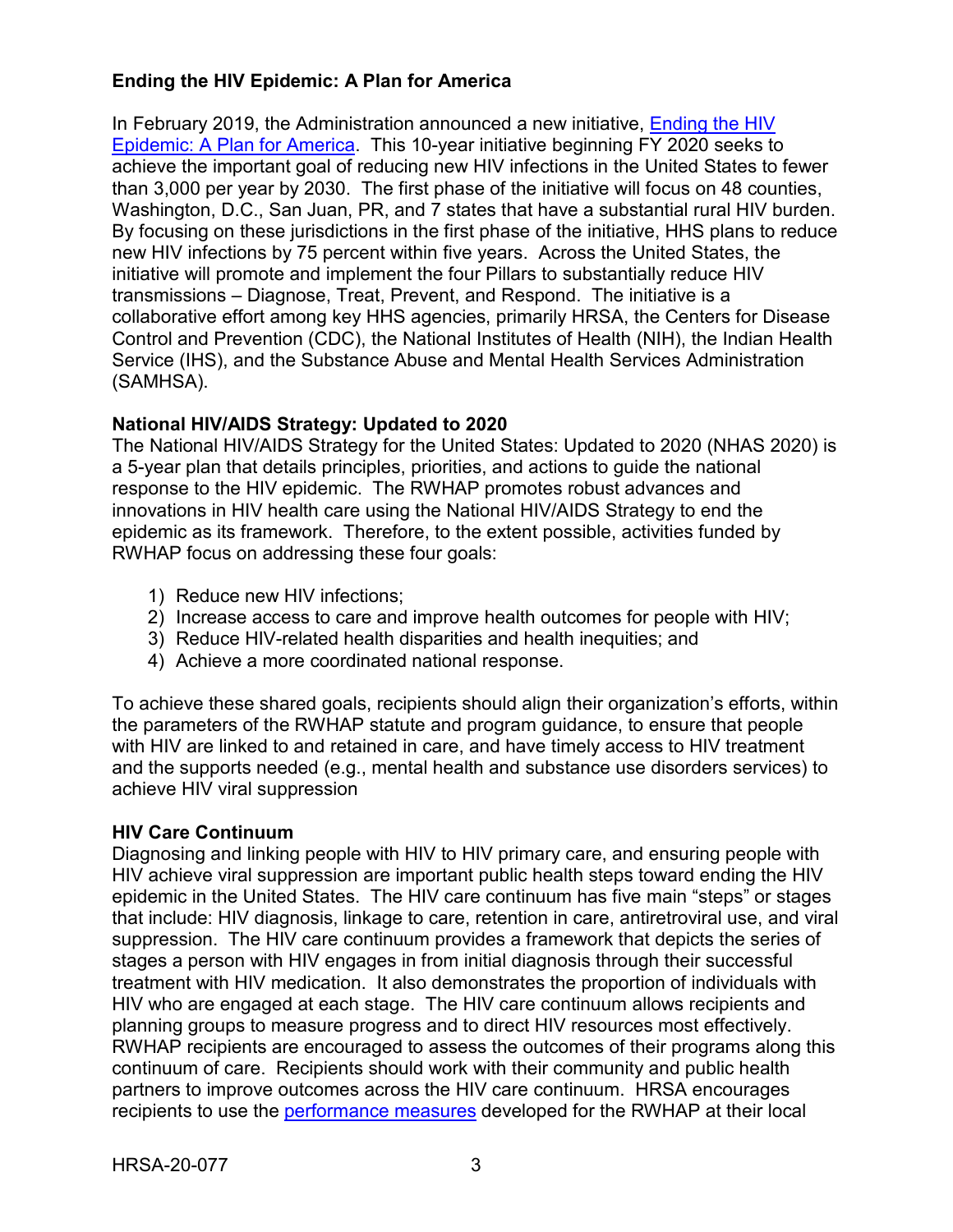**Ending the HIV Epidemic: A Plan for America**

In February 2019, the Administration announced a new initiative, [Ending the HIV Epidemic: A Plan for America](). This 10-year initiative beginning FY 2020 seeks to achieve the important goal of reducing new HIV infections in the United States to fewer than 3,000 per year by 2030. The first phase of the initiative will focus on 48 counties, Washington, D.C., San Juan, PR, and 7 states that have a substantial rural HIV burden. By focusing on these jurisdictions in the first phase of the initiative, HHS plans to reduce new HIV infections by 75 percent within five years. Across the United States, the initiative will promote and implement the four Pillars to substantially reduce HIV transmissions – Diagnose, Treat, Prevent, and Respond. The initiative is a collaborative effort among key HHS agencies, primarily HRSA, the Centers for Disease Control and Prevention (CDC), the National Institutes of Health (NIH), the Indian Health Service (IHS), and the Substance Abuse and Mental Health Services Administration (SAMHSA).

**National HIV/AIDS Strategy: Updated to 2020**

The National HIV/AIDS Strategy for the United States: Updated to 2020 (NHAS 2020) is a 5-year plan that details principles, priorities, and actions to guide the national response to the HIV epidemic. The RWHAP promotes robust advances and innovations in HIV health care using the National HIV/AIDS Strategy to end the epidemic as its framework. Therefore, to the extent possible, activities funded by RWHAP focus on addressing these four goals:

1) Reduce new HIV infections;
2) Increase access to care and improve health outcomes for people with HIV;
3) Reduce HIV-related health disparities and health inequities; and
4) Achieve a more coordinated national response.

To achieve these shared goals, recipients should align their organization's efforts, within the parameters of the RWHAP statute and program guidance, to ensure that people with HIV are linked to and retained in care, and have timely access to HIV treatment and the supports needed (e.g., mental health and substance use disorders services) to achieve HIV viral suppression

**HIV Care Continuum**

Diagnosing and linking people with HIV to HIV primary care, and ensuring people with HIV achieve viral suppression are important public health steps toward ending the HIV epidemic in the United States. The HIV care continuum has five main "steps" or stages that include: HIV diagnosis, linkage to care, retention in care, antiretroviral use, and viral suppression. The HIV care continuum provides a framework that depicts the series of stages a person with HIV engages in from initial diagnosis through their successful treatment with HIV medication. It also demonstrates the proportion of individuals with HIV who are engaged at each stage. The HIV care continuum allows recipients and planning groups to measure progress and to direct HIV resources most effectively. RWHAP recipients are encouraged to assess the outcomes of their programs along this continuum of care. Recipients should work with their community and public health partners to improve outcomes across the HIV care continuum. HRSA encourages recipients to use the [performance measures]() developed for the RWHAP at their local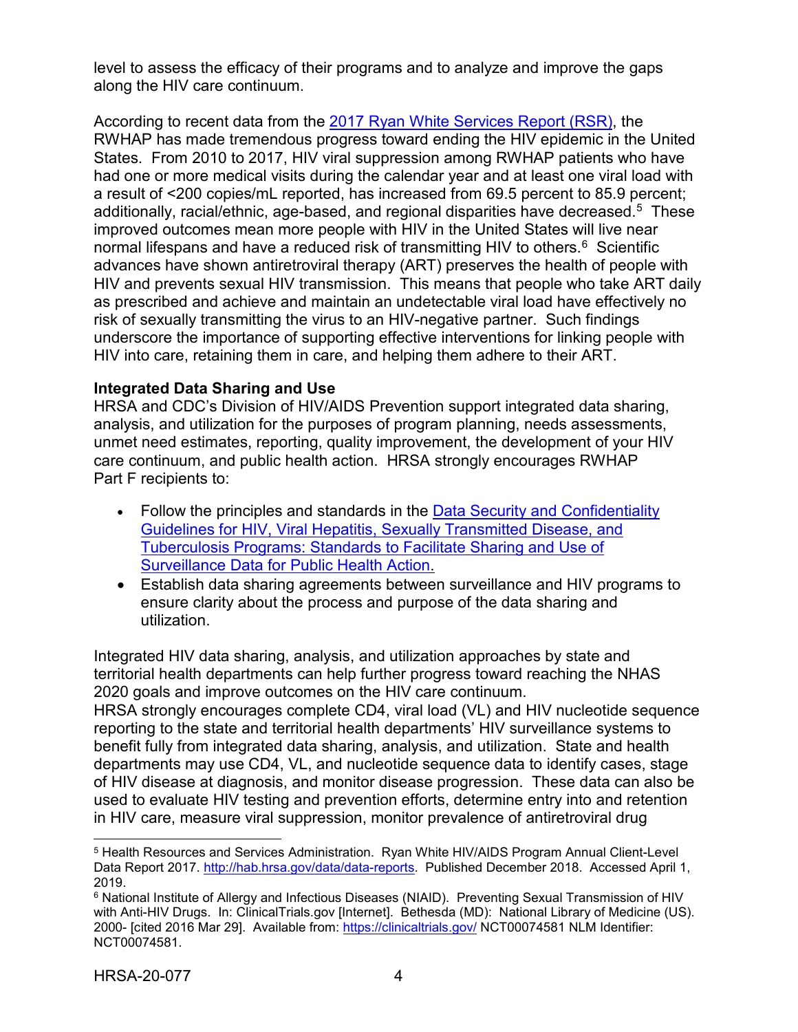level to assess the efficacy of their programs and to analyze and improve the gaps along the HIV care continuum.

According to recent data from the [2017 Ryan White Services Report (RSR)](), the RWHAP has made tremendous progress toward ending the HIV epidemic in the United States. From 2010 to 2017, HIV viral suppression among RWHAP patients who have had one or more medical visits during the calendar year and at least one viral load with a result of <200 copies/mL reported, has increased from 69.5 percent to 85.9 percent; additionally, racial/ethnic, age-based, and regional disparities have decreased.[5] These improved outcomes mean more people with HIV in the United States will live near normal lifespans and have a reduced risk of transmitting HIV to others.[6] Scientific advances have shown antiretroviral therapy (ART) preserves the health of people with HIV and prevents sexual HIV transmission. This means that people who take ART daily as prescribed and achieve and maintain an undetectable viral load have effectively no risk of sexually transmitting the virus to an HIV-negative partner. Such findings underscore the importance of supporting effective interventions for linking people with HIV into care, retaining them in care, and helping them adhere to their ART.

**Integrated Data Sharing and Use**

HRSA and CDC's Division of HIV/AIDS Prevention support integrated data sharing, analysis, and utilization for the purposes of program planning, needs assessments, unmet need estimates, reporting, quality improvement, the development of your HIV care continuum, and public health action. HRSA strongly encourages RWHAP Part F recipients to:

- Follow the principles and standards in the [Data Security and Confidentiality Guidelines for HIV, Viral Hepatitis, Sexually Transmitted Disease, and Tuberculosis Programs: Standards to Facilitate Sharing and Use of Surveillance Data for Public Health Action]().
- Establish data sharing agreements between surveillance and HIV programs to ensure clarity about the process and purpose of the data sharing and utilization.

Integrated HIV data sharing, analysis, and utilization approaches by state and territorial health departments can help further progress toward reaching the NHAS 2020 goals and improve outcomes on the HIV care continuum.

HRSA strongly encourages complete CD4, viral load (VL) and HIV nucleotide sequence reporting to the state and territorial health departments' HIV surveillance systems to benefit fully from integrated data sharing, analysis, and utilization. State and health departments may use CD4, VL, and nucleotide sequence data to identify cases, stage of HIV disease at diagnosis, and monitor disease progression. These data can also be used to evaluate HIV testing and prevention efforts, determine entry into and retention in HIV care, measure viral suppression, monitor prevalence of antiretroviral drug

---

[5] Health Resources and Services Administration. Ryan White HIV/AIDS Program Annual Client-Level Data Report 2017. http://hab.hrsa.gov/data/data-reports. Published December 2018. Accessed April 1, 2019.

[6] National Institute of Allergy and Infectious Diseases (NIAID). Preventing Sexual Transmission of HIV with Anti-HIV Drugs. In: ClinicalTrials.gov [Internet]. Bethesda (MD): National Library of Medicine (US). 2000- [cited 2016 Mar 29]. Available from: https://clinicaltrials.gov/ NCT00074581 NLM Identifier: NCT00074581.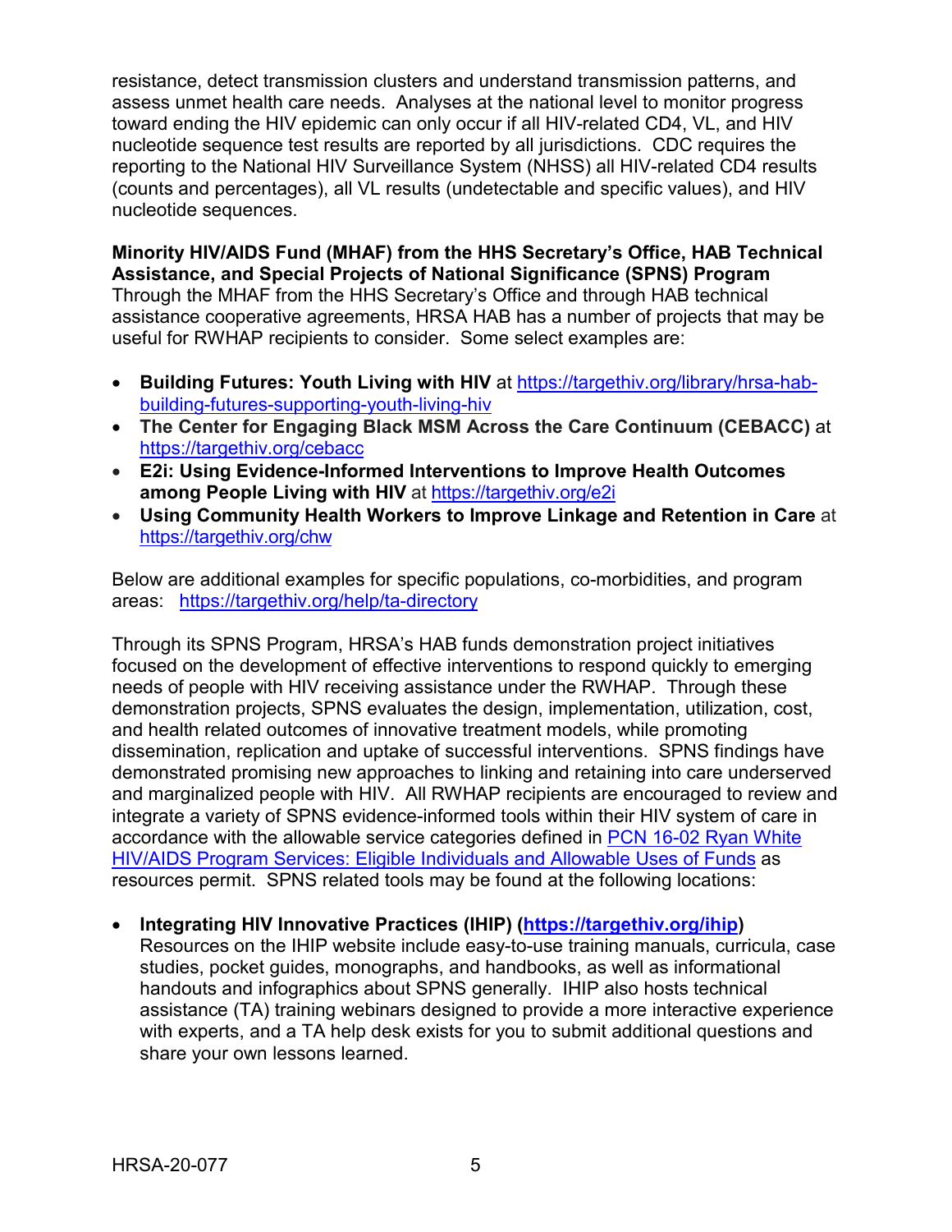resistance, detect transmission clusters and understand transmission patterns, and assess unmet health care needs. Analyses at the national level to monitor progress toward ending the HIV epidemic can only occur if all HIV-related CD4, VL, and HIV nucleotide sequence test results are reported by all jurisdictions. CDC requires the reporting to the National HIV Surveillance System (NHSS) all HIV-related CD4 results (counts and percentages), all VL results (undetectable and specific values), and HIV nucleotide sequences.

**Minority HIV/AIDS Fund (MHAF) from the HHS Secretary's Office, HAB Technical Assistance, and Special Projects of National Significance (SPNS) Program**
Through the MHAF from the HHS Secretary's Office and through HAB technical assistance cooperative agreements, HRSA HAB has a number of projects that may be useful for RWHAP recipients to consider. Some select examples are:

- **Building Futures: Youth Living with HIV** at [https://targethiv.org/library/hrsa-hab-building-futures-supporting-youth-living-hiv](https://targethiv.org/library/hrsa-hab-building-futures-supporting-youth-living-hiv)
- **The Center for Engaging Black MSM Across the Care Continuum (CEBACC)** at [https://targethiv.org/cebacc](https://targethiv.org/cebacc)
- **E2i: Using Evidence-Informed Interventions to Improve Health Outcomes among People Living with HIV** at [https://targethiv.org/e2i](https://targethiv.org/e2i)
- **Using Community Health Workers to Improve Linkage and Retention in Care** at [https://targethiv.org/chw](https://targethiv.org/chw)

Below are additional examples for specific populations, co-morbidities, and program areas: [https://targethiv.org/help/ta-directory](https://targethiv.org/help/ta-directory)

Through its SPNS Program, HRSA's HAB funds demonstration project initiatives focused on the development of effective interventions to respond quickly to emerging needs of people with HIV receiving assistance under the RWHAP. Through these demonstration projects, SPNS evaluates the design, implementation, utilization, cost, and health related outcomes of innovative treatment models, while promoting dissemination, replication and uptake of successful interventions. SPNS findings have demonstrated promising new approaches to linking and retaining into care underserved and marginalized people with HIV. All RWHAP recipients are encouraged to review and integrate a variety of SPNS evidence-informed tools within their HIV system of care in accordance with the allowable service categories defined in PCN 16-02 Ryan White HIV/AIDS Program Services: Eligible Individuals and Allowable Uses of Funds as resources permit. SPNS related tools may be found at the following locations:

- **Integrating HIV Innovative Practices (IHIP) ([https://targethiv.org/ihip](https://targethiv.org/ihip))**
  Resources on the IHIP website include easy-to-use training manuals, curricula, case studies, pocket guides, monographs, and handbooks, as well as informational handouts and infographics about SPNS generally. IHIP also hosts technical assistance (TA) training webinars designed to provide a more interactive experience with experts, and a TA help desk exists for you to submit additional questions and share your own lessons learned.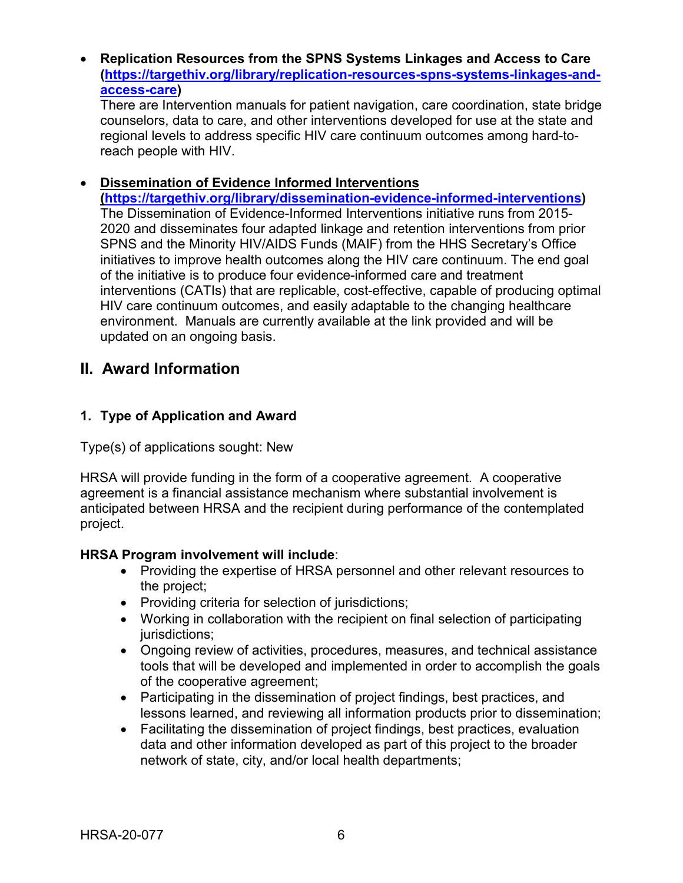- **Replication Resources from the SPNS Systems Linkages and Access to Care ([https://targethiv.org/library/replication-resources-spns-systems-linkages-and-access-care](https://targethiv.org/library/replication-resources-spns-systems-linkages-and-access-care))**
  There are Intervention manuals for patient navigation, care coordination, state bridge counselors, data to care, and other interventions developed for use at the state and regional levels to address specific HIV care continuum outcomes among hard-to-reach people with HIV.

- **Dissemination of Evidence Informed Interventions ([https://targethiv.org/library/dissemination-evidence-informed-interventions](https://targethiv.org/library/dissemination-evidence-informed-interventions))**
  The Dissemination of Evidence-Informed Interventions initiative runs from 2015-2020 and disseminates four adapted linkage and retention interventions from prior SPNS and the Minority HIV/AIDS Funds (MAIF) from the HHS Secretary's Office initiatives to improve health outcomes along the HIV care continuum. The end goal of the initiative is to produce four evidence-informed care and treatment interventions (CATIs) that are replicable, cost-effective, capable of producing optimal HIV care continuum outcomes, and easily adaptable to the changing healthcare environment. Manuals are currently available at the link provided and will be updated on an ongoing basis.

## II. Award Information

### 1. Type of Application and Award

Type(s) of applications sought: New

HRSA will provide funding in the form of a cooperative agreement. A cooperative agreement is a financial assistance mechanism where substantial involvement is anticipated between HRSA and the recipient during performance of the contemplated project.

**HRSA Program involvement will include**:

- Providing the expertise of HRSA personnel and other relevant resources to the project;
- Providing criteria for selection of jurisdictions;
- Working in collaboration with the recipient on final selection of participating jurisdictions;
- Ongoing review of activities, procedures, measures, and technical assistance tools that will be developed and implemented in order to accomplish the goals of the cooperative agreement;
- Participating in the dissemination of project findings, best practices, and lessons learned, and reviewing all information products prior to dissemination;
- Facilitating the dissemination of project findings, best practices, evaluation data and other information developed as part of this project to the broader network of state, city, and/or local health departments;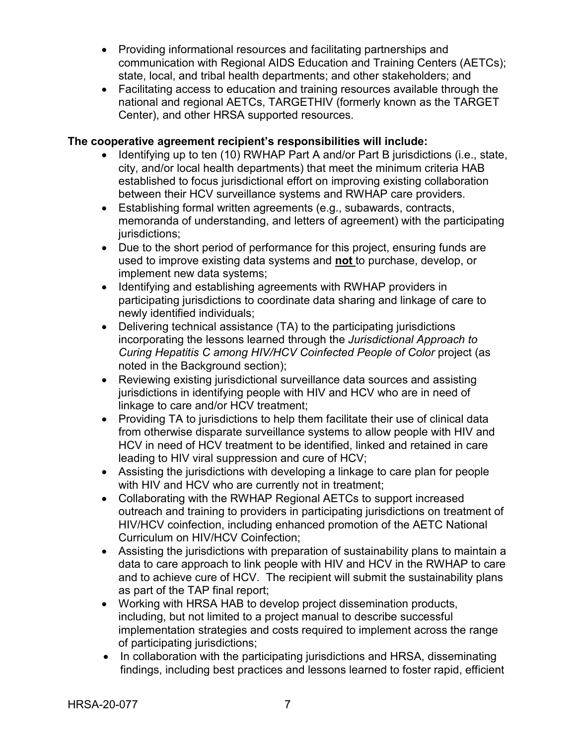- Providing informational resources and facilitating partnerships and communication with Regional AIDS Education and Training Centers (AETCs); state, local, and tribal health departments; and other stakeholders; and
- Facilitating access to education and training resources available through the national and regional AETCs, TARGETHIV (formerly known as the TARGET Center), and other HRSA supported resources.

**The cooperative agreement recipient's responsibilities will include:**

- Identifying up to ten (10) RWHAP Part A and/or Part B jurisdictions (i.e., state, city, and/or local health departments) that meet the minimum criteria HAB established to focus jurisdictional effort on improving existing collaboration between their HCV surveillance systems and RWHAP care providers.
- Establishing formal written agreements (e.g., subawards, contracts, memoranda of understanding, and letters of agreement) with the participating jurisdictions;
- Due to the short period of performance for this project, ensuring funds are used to improve existing data systems and **not** to purchase, develop, or implement new data systems;
- Identifying and establishing agreements with RWHAP providers in participating jurisdictions to coordinate data sharing and linkage of care to newly identified individuals;
- Delivering technical assistance (TA) to the participating jurisdictions incorporating the lessons learned through the *Jurisdictional Approach to Curing Hepatitis C among HIV/HCV Coinfected People of Color* project (as noted in the Background section);
- Reviewing existing jurisdictional surveillance data sources and assisting jurisdictions in identifying people with HIV and HCV who are in need of linkage to care and/or HCV treatment;
- Providing TA to jurisdictions to help them facilitate their use of clinical data from otherwise disparate surveillance systems to allow people with HIV and HCV in need of HCV treatment to be identified, linked and retained in care leading to HIV viral suppression and cure of HCV;
- Assisting the jurisdictions with developing a linkage to care plan for people with HIV and HCV who are currently not in treatment;
- Collaborating with the RWHAP Regional AETCs to support increased outreach and training to providers in participating jurisdictions on treatment of HIV/HCV coinfection, including enhanced promotion of the AETC National Curriculum on HIV/HCV Coinfection;
- Assisting the jurisdictions with preparation of sustainability plans to maintain a data to care approach to link people with HIV and HCV in the RWHAP to care and to achieve cure of HCV. The recipient will submit the sustainability plans as part of the TAP final report;
- Working with HRSA HAB to develop project dissemination products, including, but not limited to a project manual to describe successful implementation strategies and costs required to implement across the range of participating jurisdictions;
- In collaboration with the participating jurisdictions and HRSA, disseminating findings, including best practices and lessons learned to foster rapid, efficient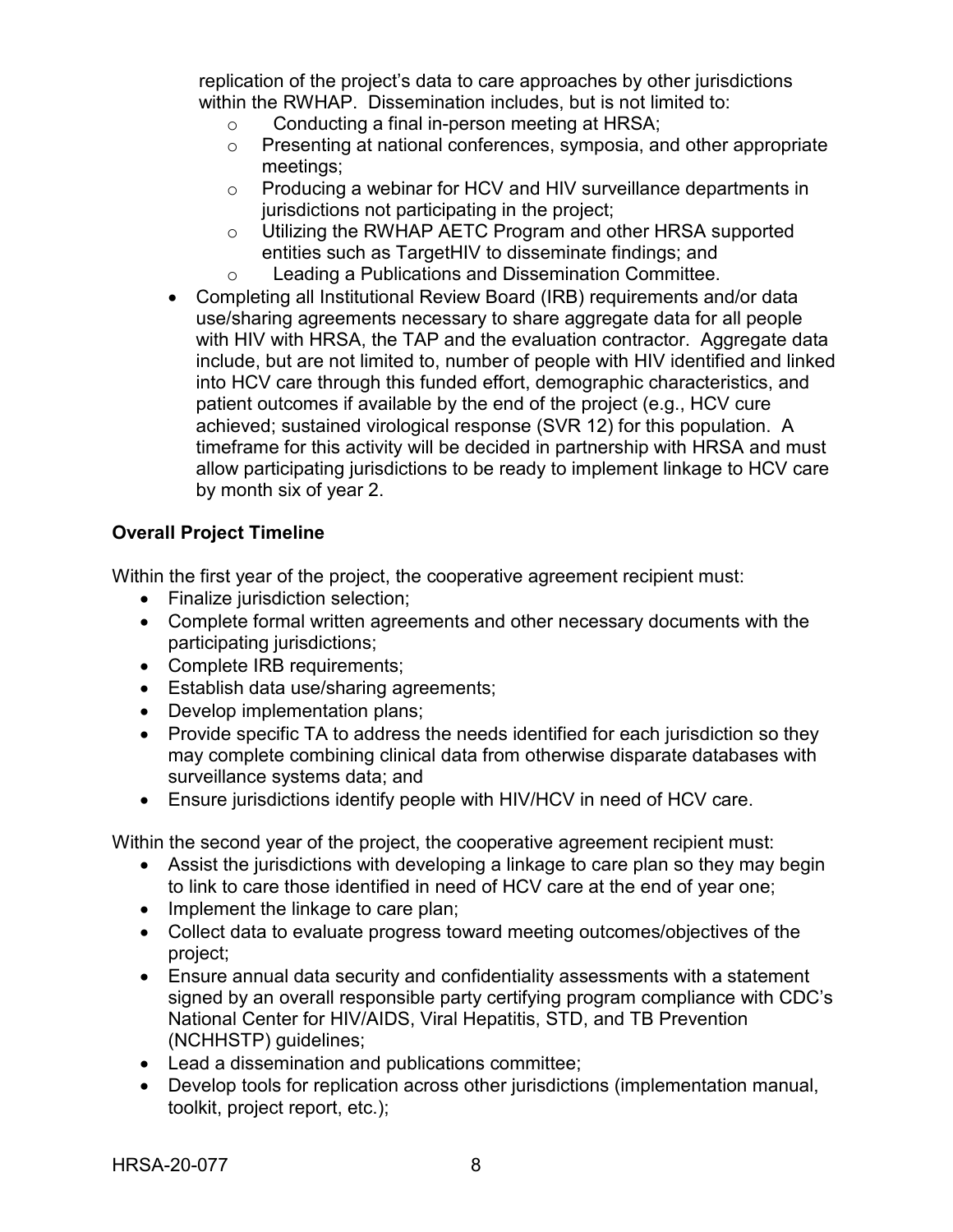replication of the project's data to care approaches by other jurisdictions within the RWHAP. Dissemination includes, but is not limited to:

  - Conducting a final in-person meeting at HRSA;
  - Presenting at national conferences, symposia, and other appropriate meetings;
  - Producing a webinar for HCV and HIV surveillance departments in jurisdictions not participating in the project;
  - Utilizing the RWHAP AETC Program and other HRSA supported entities such as TargetHIV to disseminate findings; and
  - Leading a Publications and Dissemination Committee.

- Completing all Institutional Review Board (IRB) requirements and/or data use/sharing agreements necessary to share aggregate data for all people with HIV with HRSA, the TAP and the evaluation contractor. Aggregate data include, but are not limited to, number of people with HIV identified and linked into HCV care through this funded effort, demographic characteristics, and patient outcomes if available by the end of the project (e.g., HCV cure achieved; sustained virological response (SVR 12) for this population. A timeframe for this activity will be decided in partnership with HRSA and must allow participating jurisdictions to be ready to implement linkage to HCV care by month six of year 2.

**Overall Project Timeline**

Within the first year of the project, the cooperative agreement recipient must:

- Finalize jurisdiction selection;
- Complete formal written agreements and other necessary documents with the participating jurisdictions;
- Complete IRB requirements;
- Establish data use/sharing agreements;
- Develop implementation plans;
- Provide specific TA to address the needs identified for each jurisdiction so they may complete combining clinical data from otherwise disparate databases with surveillance systems data; and
- Ensure jurisdictions identify people with HIV/HCV in need of HCV care.

Within the second year of the project, the cooperative agreement recipient must:

- Assist the jurisdictions with developing a linkage to care plan so they may begin to link to care those identified in need of HCV care at the end of year one;
- Implement the linkage to care plan;
- Collect data to evaluate progress toward meeting outcomes/objectives of the project;
- Ensure annual data security and confidentiality assessments with a statement signed by an overall responsible party certifying program compliance with CDC's National Center for HIV/AIDS, Viral Hepatitis, STD, and TB Prevention (NCHHSTP) guidelines;
- Lead a dissemination and publications committee;
- Develop tools for replication across other jurisdictions (implementation manual, toolkit, project report, etc.);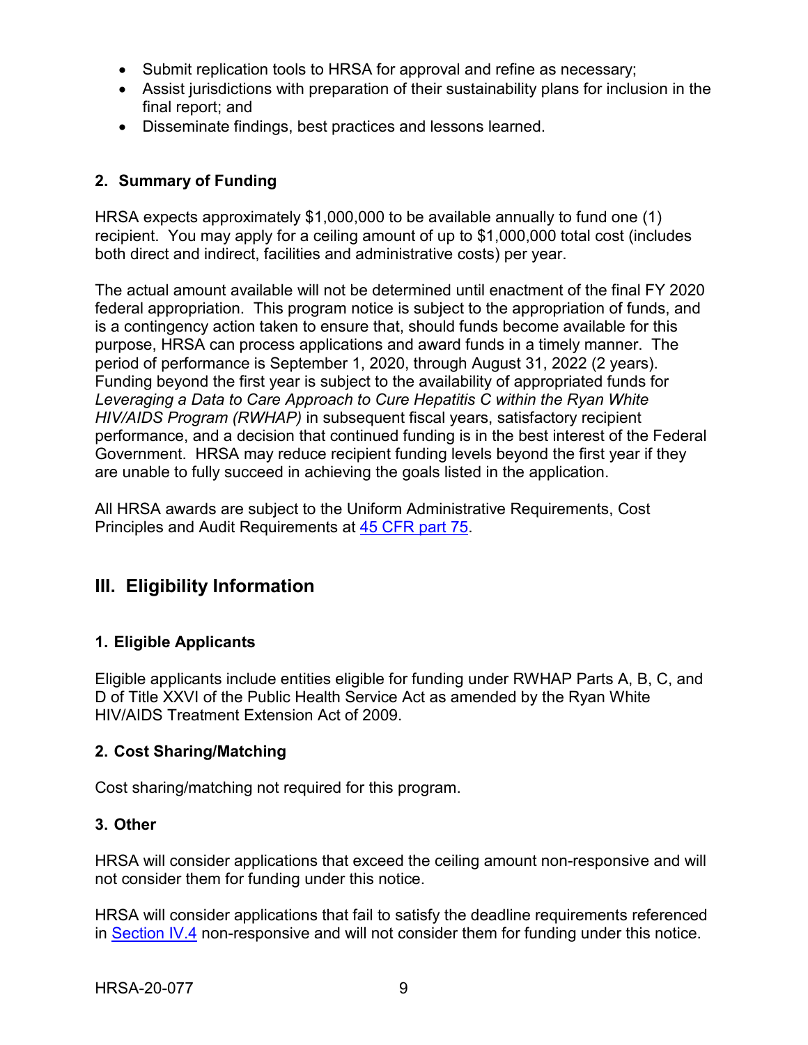- Submit replication tools to HRSA for approval and refine as necessary;
- Assist jurisdictions with preparation of their sustainability plans for inclusion in the final report; and
- Disseminate findings, best practices and lessons learned.

### 2. Summary of Funding

HRSA expects approximately $1,000,000 to be available annually to fund one (1) recipient. You may apply for a ceiling amount of up to $1,000,000 total cost (includes both direct and indirect, facilities and administrative costs) per year.

The actual amount available will not be determined until enactment of the final FY 2020 federal appropriation. This program notice is subject to the appropriation of funds, and is a contingency action taken to ensure that, should funds become available for this purpose, HRSA can process applications and award funds in a timely manner. The period of performance is September 1, 2020, through August 31, 2022 (2 years). Funding beyond the first year is subject to the availability of appropriated funds for *Leveraging a Data to Care Approach to Cure Hepatitis C within the Ryan White HIV/AIDS Program (RWHAP)* in subsequent fiscal years, satisfactory recipient performance, and a decision that continued funding is in the best interest of the Federal Government. HRSA may reduce recipient funding levels beyond the first year if they are unable to fully succeed in achieving the goals listed in the application.

All HRSA awards are subject to the Uniform Administrative Requirements, Cost Principles and Audit Requirements at 45 CFR part 75.

## III. Eligibility Information

### 1. Eligible Applicants

Eligible applicants include entities eligible for funding under RWHAP Parts A, B, C, and D of Title XXVI of the Public Health Service Act as amended by the Ryan White HIV/AIDS Treatment Extension Act of 2009.

### 2. Cost Sharing/Matching

Cost sharing/matching not required for this program.

### 3. Other

HRSA will consider applications that exceed the ceiling amount non-responsive and will not consider them for funding under this notice.

HRSA will consider applications that fail to satisfy the deadline requirements referenced in Section IV.4 non-responsive and will not consider them for funding under this notice.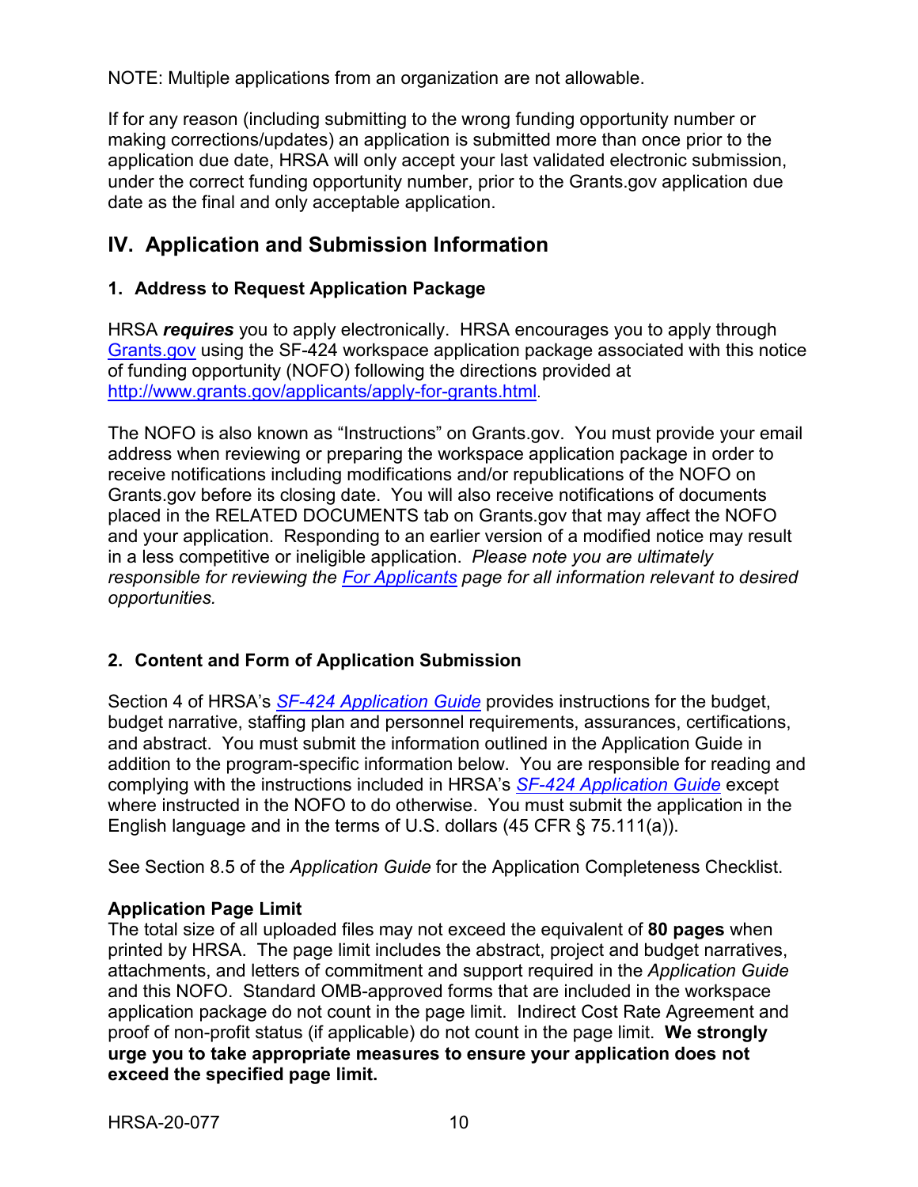NOTE: Multiple applications from an organization are not allowable.

If for any reason (including submitting to the wrong funding opportunity number or making corrections/updates) an application is submitted more than once prior to the application due date, HRSA will only accept your last validated electronic submission, under the correct funding opportunity number, prior to the Grants.gov application due date as the final and only acceptable application.

## IV. Application and Submission Information

### 1. Address to Request Application Package

HRSA ***requires*** you to apply electronically. HRSA encourages you to apply through Grants.gov using the SF-424 workspace application package associated with this notice of funding opportunity (NOFO) following the directions provided at http://www.grants.gov/applicants/apply-for-grants.html.

The NOFO is also known as "Instructions" on Grants.gov. You must provide your email address when reviewing or preparing the workspace application package in order to receive notifications including modifications and/or republications of the NOFO on Grants.gov before its closing date. You will also receive notifications of documents placed in the RELATED DOCUMENTS tab on Grants.gov that may affect the NOFO and your application. Responding to an earlier version of a modified notice may result in a less competitive or ineligible application. *Please note you are ultimately responsible for reviewing the For Applicants page for all information relevant to desired opportunities.*

### 2. Content and Form of Application Submission

Section 4 of HRSA's *SF-424 Application Guide* provides instructions for the budget, budget narrative, staffing plan and personnel requirements, assurances, certifications, and abstract. You must submit the information outlined in the Application Guide in addition to the program-specific information below. You are responsible for reading and complying with the instructions included in HRSA's *SF-424 Application Guide* except where instructed in the NOFO to do otherwise. You must submit the application in the English language and in the terms of U.S. dollars (45 CFR § 75.111(a)).

See Section 8.5 of the *Application Guide* for the Application Completeness Checklist.

**Application Page Limit**
The total size of all uploaded files may not exceed the equivalent of **80 pages** when printed by HRSA. The page limit includes the abstract, project and budget narratives, attachments, and letters of commitment and support required in the *Application Guide* and this NOFO. Standard OMB-approved forms that are included in the workspace application package do not count in the page limit. Indirect Cost Rate Agreement and proof of non-profit status (if applicable) do not count in the page limit. **We strongly urge you to take appropriate measures to ensure your application does not exceed the specified page limit.**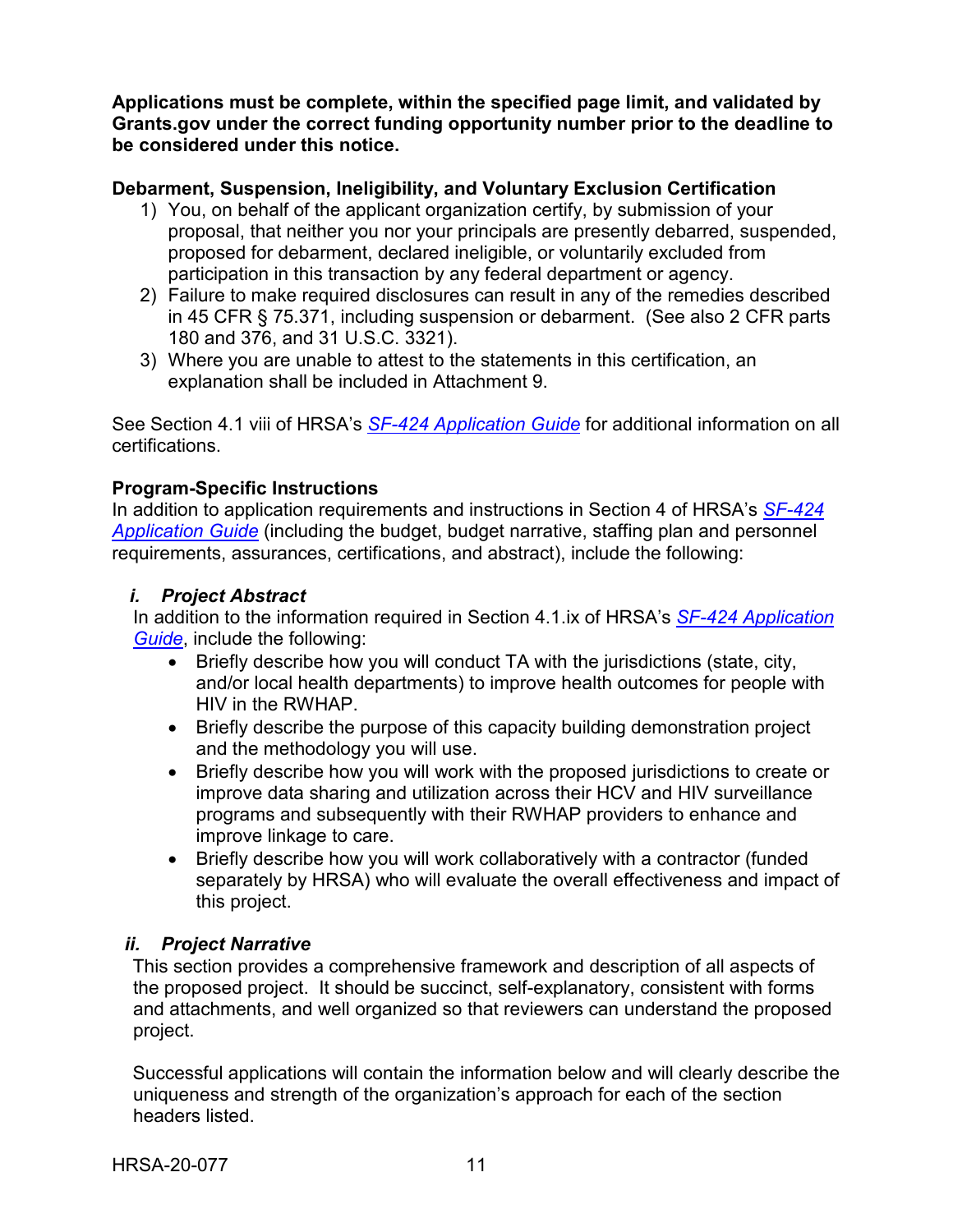**Applications must be complete, within the specified page limit, and validated by Grants.gov under the correct funding opportunity number prior to the deadline to be considered under this notice.**

**Debarment, Suspension, Ineligibility, and Voluntary Exclusion Certification**

1) You, on behalf of the applicant organization certify, by submission of your proposal, that neither you nor your principals are presently debarred, suspended, proposed for debarment, declared ineligible, or voluntarily excluded from participation in this transaction by any federal department or agency.
2) Failure to make required disclosures can result in any of the remedies described in 45 CFR § 75.371, including suspension or debarment. (See also 2 CFR parts 180 and 376, and 31 U.S.C. 3321).
3) Where you are unable to attest to the statements in this certification, an explanation shall be included in Attachment 9.

See Section 4.1 viii of HRSA's *SF-424 Application Guide* for additional information on all certifications.

**Program-Specific Instructions**

In addition to application requirements and instructions in Section 4 of HRSA's *SF-424 Application Guide* (including the budget, budget narrative, staffing plan and personnel requirements, assurances, certifications, and abstract), include the following:

***i. Project Abstract***

In addition to the information required in Section 4.1.ix of HRSA's *SF-424 Application Guide*, include the following:

- Briefly describe how you will conduct TA with the jurisdictions (state, city, and/or local health departments) to improve health outcomes for people with HIV in the RWHAP.
- Briefly describe the purpose of this capacity building demonstration project and the methodology you will use.
- Briefly describe how you will work with the proposed jurisdictions to create or improve data sharing and utilization across their HCV and HIV surveillance programs and subsequently with their RWHAP providers to enhance and improve linkage to care.
- Briefly describe how you will work collaboratively with a contractor (funded separately by HRSA) who will evaluate the overall effectiveness and impact of this project.

***ii. Project Narrative***

This section provides a comprehensive framework and description of all aspects of the proposed project. It should be succinct, self-explanatory, consistent with forms and attachments, and well organized so that reviewers can understand the proposed project.

Successful applications will contain the information below and will clearly describe the uniqueness and strength of the organization's approach for each of the section headers listed.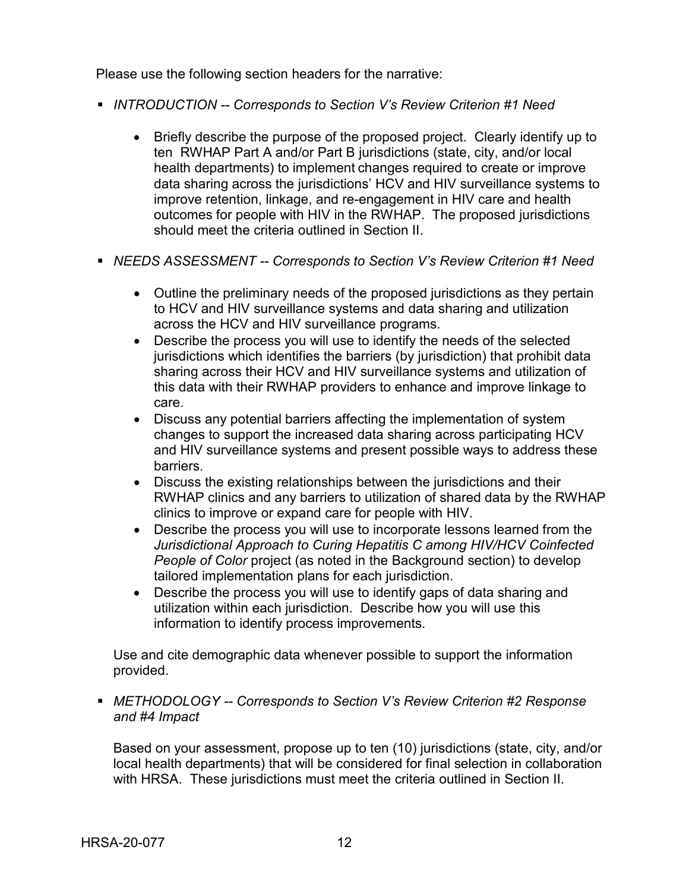Please use the following section headers for the narrative:

- *INTRODUCTION -- Corresponds to Section V's Review Criterion #1 Need*

  - Briefly describe the purpose of the proposed project. Clearly identify up to ten RWHAP Part A and/or Part B jurisdictions (state, city, and/or local health departments) to implement changes required to create or improve data sharing across the jurisdictions' HCV and HIV surveillance systems to improve retention, linkage, and re-engagement in HIV care and health outcomes for people with HIV in the RWHAP. The proposed jurisdictions should meet the criteria outlined in Section II.

- *NEEDS ASSESSMENT -- Corresponds to Section V's Review Criterion #1 Need*

  - Outline the preliminary needs of the proposed jurisdictions as they pertain to HCV and HIV surveillance systems and data sharing and utilization across the HCV and HIV surveillance programs.
  - Describe the process you will use to identify the needs of the selected jurisdictions which identifies the barriers (by jurisdiction) that prohibit data sharing across their HCV and HIV surveillance systems and utilization of this data with their RWHAP providers to enhance and improve linkage to care.
  - Discuss any potential barriers affecting the implementation of system changes to support the increased data sharing across participating HCV and HIV surveillance systems and present possible ways to address these barriers.
  - Discuss the existing relationships between the jurisdictions and their RWHAP clinics and any barriers to utilization of shared data by the RWHAP clinics to improve or expand care for people with HIV.
  - Describe the process you will use to incorporate lessons learned from the *Jurisdictional Approach to Curing Hepatitis C among HIV/HCV Coinfected People of Color* project (as noted in the Background section) to develop tailored implementation plans for each jurisdiction.
  - Describe the process you will use to identify gaps of data sharing and utilization within each jurisdiction. Describe how you will use this information to identify process improvements.

  Use and cite demographic data whenever possible to support the information provided.

- *METHODOLOGY -- Corresponds to Section V's Review Criterion #2 Response and #4 Impact*

  Based on your assessment, propose up to ten (10) jurisdictions (state, city, and/or local health departments) that will be considered for final selection in collaboration with HRSA. These jurisdictions must meet the criteria outlined in Section II.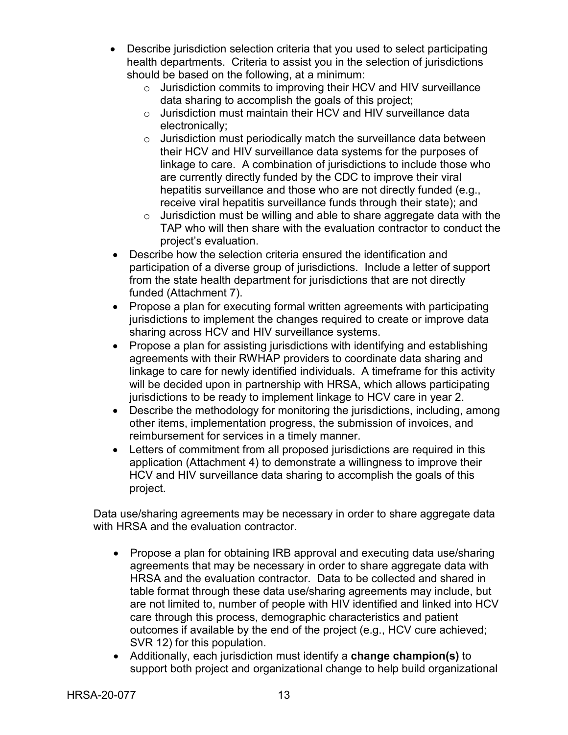- Describe jurisdiction selection criteria that you used to select participating health departments. Criteria to assist you in the selection of jurisdictions should be based on the following, at a minimum:
  - Jurisdiction commits to improving their HCV and HIV surveillance data sharing to accomplish the goals of this project;
  - Jurisdiction must maintain their HCV and HIV surveillance data electronically;
  - Jurisdiction must periodically match the surveillance data between their HCV and HIV surveillance data systems for the purposes of linkage to care. A combination of jurisdictions to include those who are currently directly funded by the CDC to improve their viral hepatitis surveillance and those who are not directly funded (e.g., receive viral hepatitis surveillance funds through their state); and
  - Jurisdiction must be willing and able to share aggregate data with the TAP who will then share with the evaluation contractor to conduct the project's evaluation.
- Describe how the selection criteria ensured the identification and participation of a diverse group of jurisdictions. Include a letter of support from the state health department for jurisdictions that are not directly funded (Attachment 7).
- Propose a plan for executing formal written agreements with participating jurisdictions to implement the changes required to create or improve data sharing across HCV and HIV surveillance systems.
- Propose a plan for assisting jurisdictions with identifying and establishing agreements with their RWHAP providers to coordinate data sharing and linkage to care for newly identified individuals. A timeframe for this activity will be decided upon in partnership with HRSA, which allows participating jurisdictions to be ready to implement linkage to HCV care in year 2.
- Describe the methodology for monitoring the jurisdictions, including, among other items, implementation progress, the submission of invoices, and reimbursement for services in a timely manner.
- Letters of commitment from all proposed jurisdictions are required in this application (Attachment 4) to demonstrate a willingness to improve their HCV and HIV surveillance data sharing to accomplish the goals of this project.

Data use/sharing agreements may be necessary in order to share aggregate data with HRSA and the evaluation contractor.

- Propose a plan for obtaining IRB approval and executing data use/sharing agreements that may be necessary in order to share aggregate data with HRSA and the evaluation contractor. Data to be collected and shared in table format through these data use/sharing agreements may include, but are not limited to, number of people with HIV identified and linked into HCV care through this process, demographic characteristics and patient outcomes if available by the end of the project (e.g., HCV cure achieved; SVR 12) for this population.
- Additionally, each jurisdiction must identify a **change champion(s)** to support both project and organizational change to help build organizational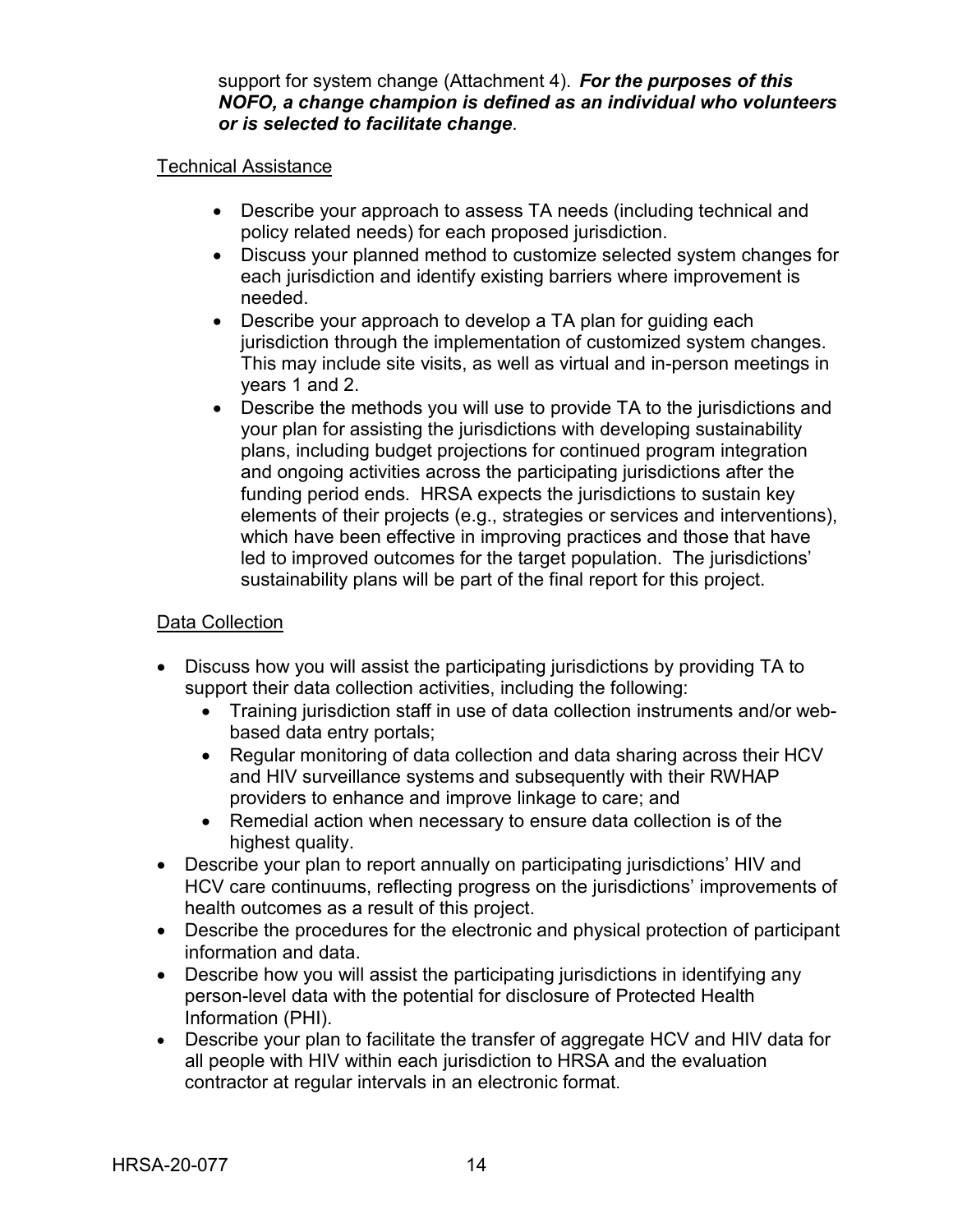support for system change (Attachment 4). ***For the purposes of this NOFO, a change champion is defined as an individual who volunteers or is selected to facilitate change***.

Technical Assistance

- Describe your approach to assess TA needs (including technical and policy related needs) for each proposed jurisdiction.
- Discuss your planned method to customize selected system changes for each jurisdiction and identify existing barriers where improvement is needed.
- Describe your approach to develop a TA plan for guiding each jurisdiction through the implementation of customized system changes. This may include site visits, as well as virtual and in-person meetings in years 1 and 2.
- Describe the methods you will use to provide TA to the jurisdictions and your plan for assisting the jurisdictions with developing sustainability plans, including budget projections for continued program integration and ongoing activities across the participating jurisdictions after the funding period ends. HRSA expects the jurisdictions to sustain key elements of their projects (e.g., strategies or services and interventions), which have been effective in improving practices and those that have led to improved outcomes for the target population. The jurisdictions' sustainability plans will be part of the final report for this project.

Data Collection

- Discuss how you will assist the participating jurisdictions by providing TA to support their data collection activities, including the following:
  - Training jurisdiction staff in use of data collection instruments and/or web-based data entry portals;
  - Regular monitoring of data collection and data sharing across their HCV and HIV surveillance systems and subsequently with their RWHAP providers to enhance and improve linkage to care; and
  - Remedial action when necessary to ensure data collection is of the highest quality.
- Describe your plan to report annually on participating jurisdictions' HIV and HCV care continuums, reflecting progress on the jurisdictions' improvements of health outcomes as a result of this project.
- Describe the procedures for the electronic and physical protection of participant information and data.
- Describe how you will assist the participating jurisdictions in identifying any person-level data with the potential for disclosure of Protected Health Information (PHI).
- Describe your plan to facilitate the transfer of aggregate HCV and HIV data for all people with HIV within each jurisdiction to HRSA and the evaluation contractor at regular intervals in an electronic format.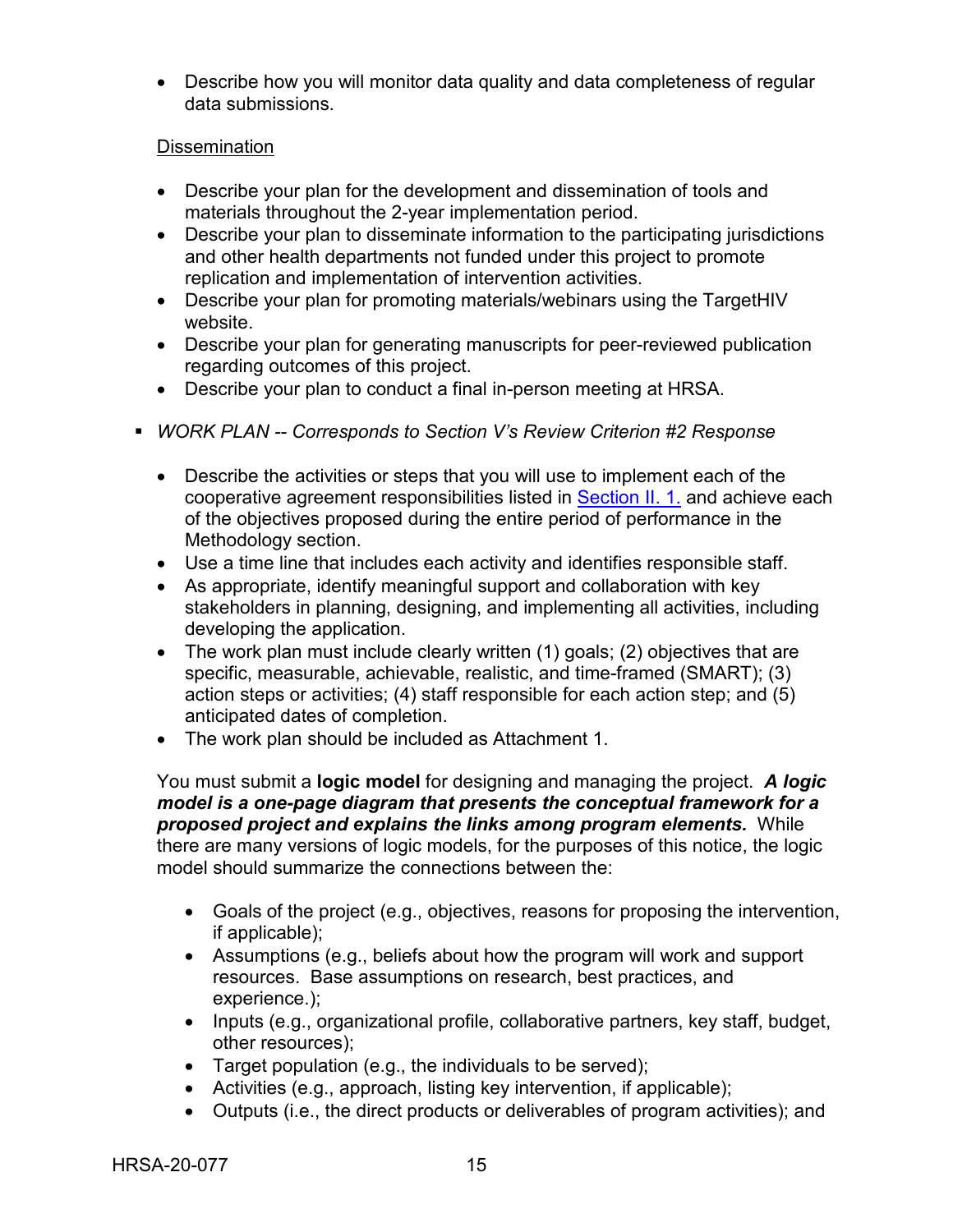- Describe how you will monitor data quality and data completeness of regular data submissions.

Dissemination

- Describe your plan for the development and dissemination of tools and materials throughout the 2-year implementation period.
- Describe your plan to disseminate information to the participating jurisdictions and other health departments not funded under this project to promote replication and implementation of intervention activities.
- Describe your plan for promoting materials/webinars using the TargetHIV website.
- Describe your plan for generating manuscripts for peer-reviewed publication regarding outcomes of this project.
- Describe your plan to conduct a final in-person meeting at HRSA.

▪ *WORK PLAN -- Corresponds to Section V's Review Criterion #2 Response*

- Describe the activities or steps that you will use to implement each of the cooperative agreement responsibilities listed in Section II. 1. and achieve each of the objectives proposed during the entire period of performance in the Methodology section.
- Use a time line that includes each activity and identifies responsible staff.
- As appropriate, identify meaningful support and collaboration with key stakeholders in planning, designing, and implementing all activities, including developing the application.
- The work plan must include clearly written (1) goals; (2) objectives that are specific, measurable, achievable, realistic, and time-framed (SMART); (3) action steps or activities; (4) staff responsible for each action step; and (5) anticipated dates of completion.
- The work plan should be included as Attachment 1.

You must submit a **logic model** for designing and managing the project. ***A logic model is a one-page diagram that presents the conceptual framework for a proposed project and explains the links among program elements.*** While there are many versions of logic models, for the purposes of this notice, the logic model should summarize the connections between the:

- Goals of the project (e.g., objectives, reasons for proposing the intervention, if applicable);
- Assumptions (e.g., beliefs about how the program will work and support resources. Base assumptions on research, best practices, and experience.);
- Inputs (e.g., organizational profile, collaborative partners, key staff, budget, other resources);
- Target population (e.g., the individuals to be served);
- Activities (e.g., approach, listing key intervention, if applicable);
- Outputs (i.e., the direct products or deliverables of program activities); and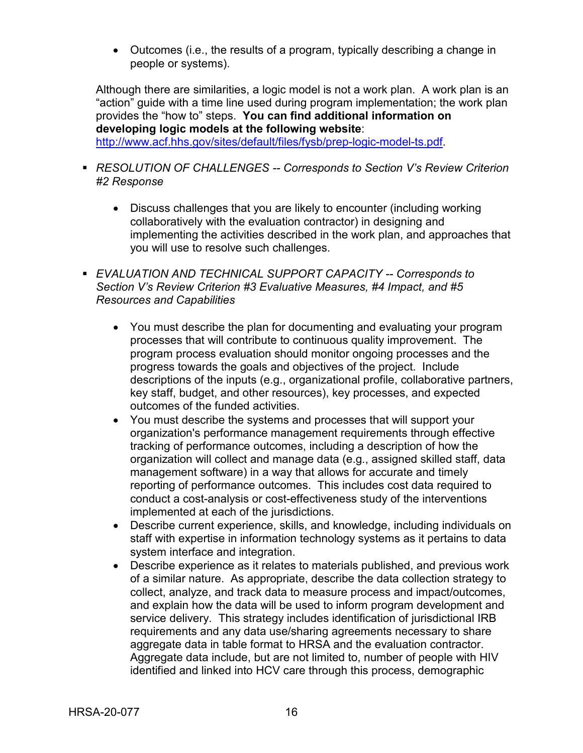- Outcomes (i.e., the results of a program, typically describing a change in people or systems).

Although there are similarities, a logic model is not a work plan. A work plan is an "action" guide with a time line used during program implementation; the work plan provides the "how to" steps. **You can find additional information on developing logic models at the following website**: [http://www.acf.hhs.gov/sites/default/files/fysb/prep-logic-model-ts.pdf](http://www.acf.hhs.gov/sites/default/files/fysb/prep-logic-model-ts.pdf).

- *RESOLUTION OF CHALLENGES -- Corresponds to Section V's Review Criterion #2 Response*

  - Discuss challenges that you are likely to encounter (including working collaboratively with the evaluation contractor) in designing and implementing the activities described in the work plan, and approaches that you will use to resolve such challenges.

- *EVALUATION AND TECHNICAL SUPPORT CAPACITY -- Corresponds to Section V's Review Criterion #3 Evaluative Measures, #4 Impact, and #5 Resources and Capabilities*

  - You must describe the plan for documenting and evaluating your program processes that will contribute to continuous quality improvement. The program process evaluation should monitor ongoing processes and the progress towards the goals and objectives of the project. Include descriptions of the inputs (e.g., organizational profile, collaborative partners, key staff, budget, and other resources), key processes, and expected outcomes of the funded activities.
  - You must describe the systems and processes that will support your organization's performance management requirements through effective tracking of performance outcomes, including a description of how the organization will collect and manage data (e.g., assigned skilled staff, data management software) in a way that allows for accurate and timely reporting of performance outcomes. This includes cost data required to conduct a cost-analysis or cost-effectiveness study of the interventions implemented at each of the jurisdictions.
  - Describe current experience, skills, and knowledge, including individuals on staff with expertise in information technology systems as it pertains to data system interface and integration.
  - Describe experience as it relates to materials published, and previous work of a similar nature. As appropriate, describe the data collection strategy to collect, analyze, and track data to measure process and impact/outcomes, and explain how the data will be used to inform program development and service delivery. This strategy includes identification of jurisdictional IRB requirements and any data use/sharing agreements necessary to share aggregate data in table format to HRSA and the evaluation contractor. Aggregate data include, but are not limited to, number of people with HIV identified and linked into HCV care through this process, demographic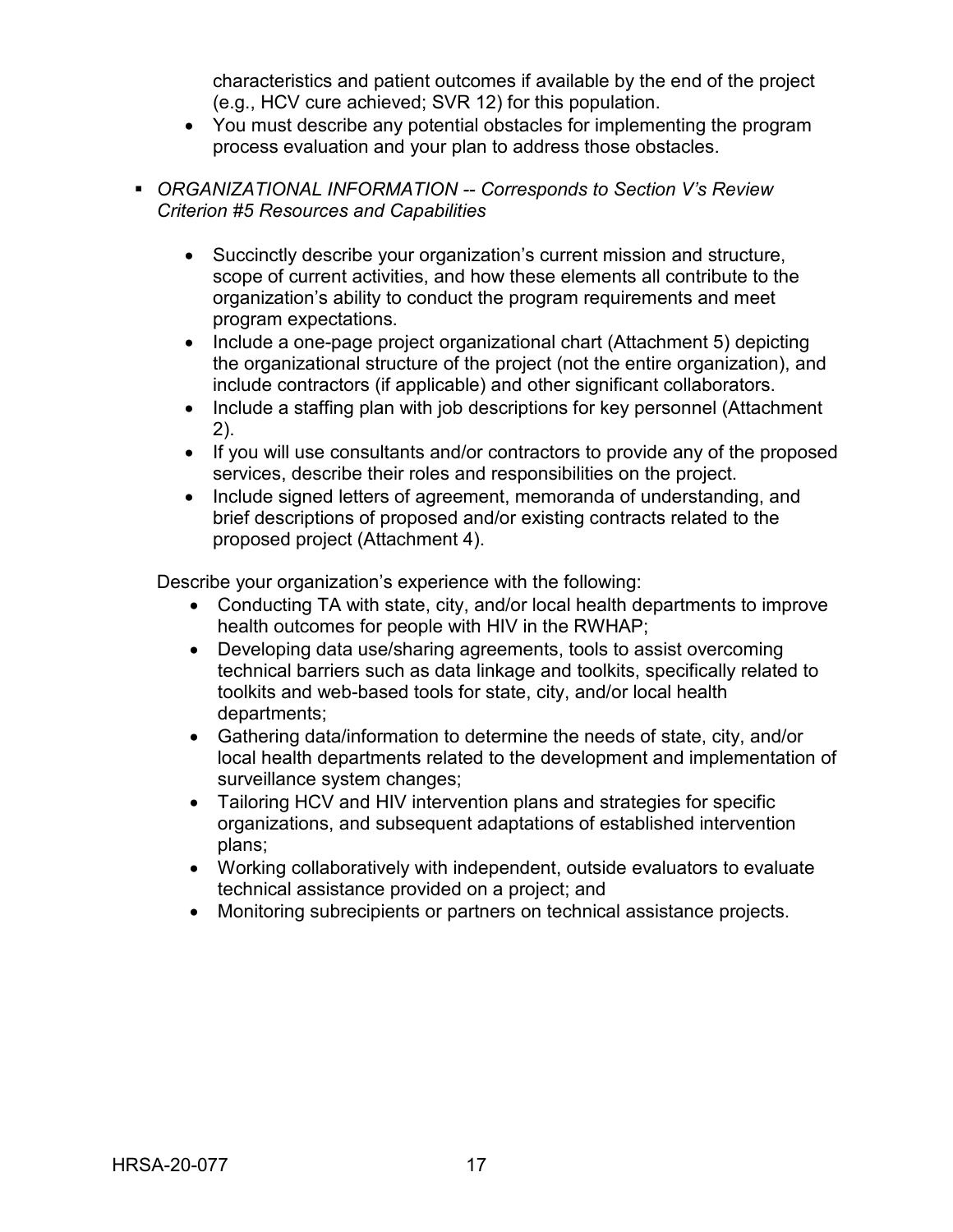characteristics and patient outcomes if available by the end of the project (e.g., HCV cure achieved; SVR 12) for this population.

- You must describe any potential obstacles for implementing the program process evaluation and your plan to address those obstacles.

- *ORGANIZATIONAL INFORMATION -- Corresponds to Section V's Review Criterion #5 Resources and Capabilities*

  - Succinctly describe your organization's current mission and structure, scope of current activities, and how these elements all contribute to the organization's ability to conduct the program requirements and meet program expectations.
  - Include a one-page project organizational chart (Attachment 5) depicting the organizational structure of the project (not the entire organization), and include contractors (if applicable) and other significant collaborators.
  - Include a staffing plan with job descriptions for key personnel (Attachment 2).
  - If you will use consultants and/or contractors to provide any of the proposed services, describe their roles and responsibilities on the project.
  - Include signed letters of agreement, memoranda of understanding, and brief descriptions of proposed and/or existing contracts related to the proposed project (Attachment 4).

  Describe your organization's experience with the following:

  - Conducting TA with state, city, and/or local health departments to improve health outcomes for people with HIV in the RWHAP;
  - Developing data use/sharing agreements, tools to assist overcoming technical barriers such as data linkage and toolkits, specifically related to toolkits and web-based tools for state, city, and/or local health departments;
  - Gathering data/information to determine the needs of state, city, and/or local health departments related to the development and implementation of surveillance system changes;
  - Tailoring HCV and HIV intervention plans and strategies for specific organizations, and subsequent adaptations of established intervention plans;
  - Working collaboratively with independent, outside evaluators to evaluate technical assistance provided on a project; and
  - Monitoring subrecipients or partners on technical assistance projects.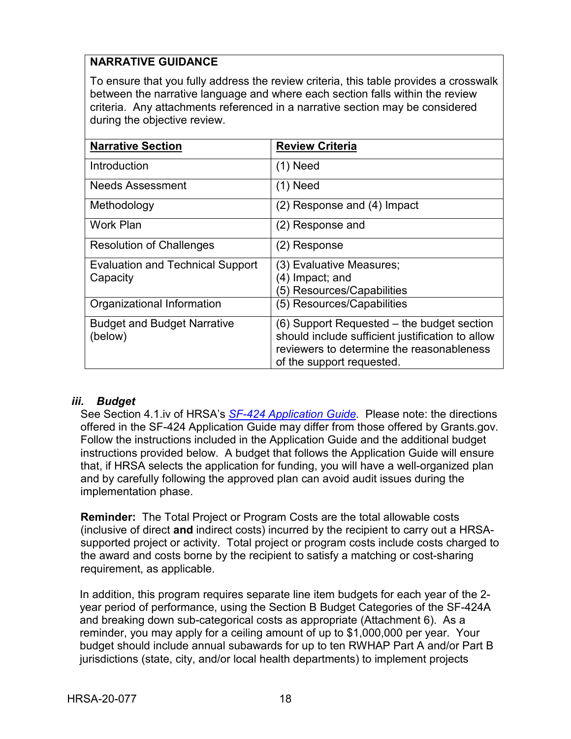**NARRATIVE GUIDANCE**

To ensure that you fully address the review criteria, this table provides a crosswalk between the narrative language and where each section falls within the review criteria. Any attachments referenced in a narrative section may be considered during the objective review.

| **Narrative Section** | **Review Criteria** |
|---|---|
| Introduction | (1) Need |
| Needs Assessment | (1) Need |
| Methodology | (2) Response and (4) Impact |
| Work Plan | (2) Response and |
| Resolution of Challenges | (2) Response |
| Evaluation and Technical Support Capacity | (3) Evaluative Measures; (4) Impact; and (5) Resources/Capabilities |
| Organizational Information | (5) Resources/Capabilities |
| Budget and Budget Narrative (below) | (6) Support Requested – the budget section should include sufficient justification to allow reviewers to determine the reasonableness of the support requested. |

### *iii. Budget*

See Section 4.1.iv of HRSA's *SF-424 Application Guide.* Please note: the directions offered in the SF-424 Application Guide may differ from those offered by Grants.gov. Follow the instructions included in the Application Guide and the additional budget instructions provided below. A budget that follows the Application Guide will ensure that, if HRSA selects the application for funding, you will have a well-organized plan and by carefully following the approved plan can avoid audit issues during the implementation phase.

**Reminder:** The Total Project or Program Costs are the total allowable costs (inclusive of direct **and** indirect costs) incurred by the recipient to carry out a HRSA-supported project or activity. Total project or program costs include costs charged to the award and costs borne by the recipient to satisfy a matching or cost-sharing requirement, as applicable.

In addition, this program requires separate line item budgets for each year of the 2-year period of performance, using the Section B Budget Categories of the SF-424A and breaking down sub-categorical costs as appropriate (Attachment 6). As a reminder, you may apply for a ceiling amount of up to $1,000,000 per year. Your budget should include annual subawards for up to ten RWHAP Part A and/or Part B jurisdictions (state, city, and/or local health departments) to implement projects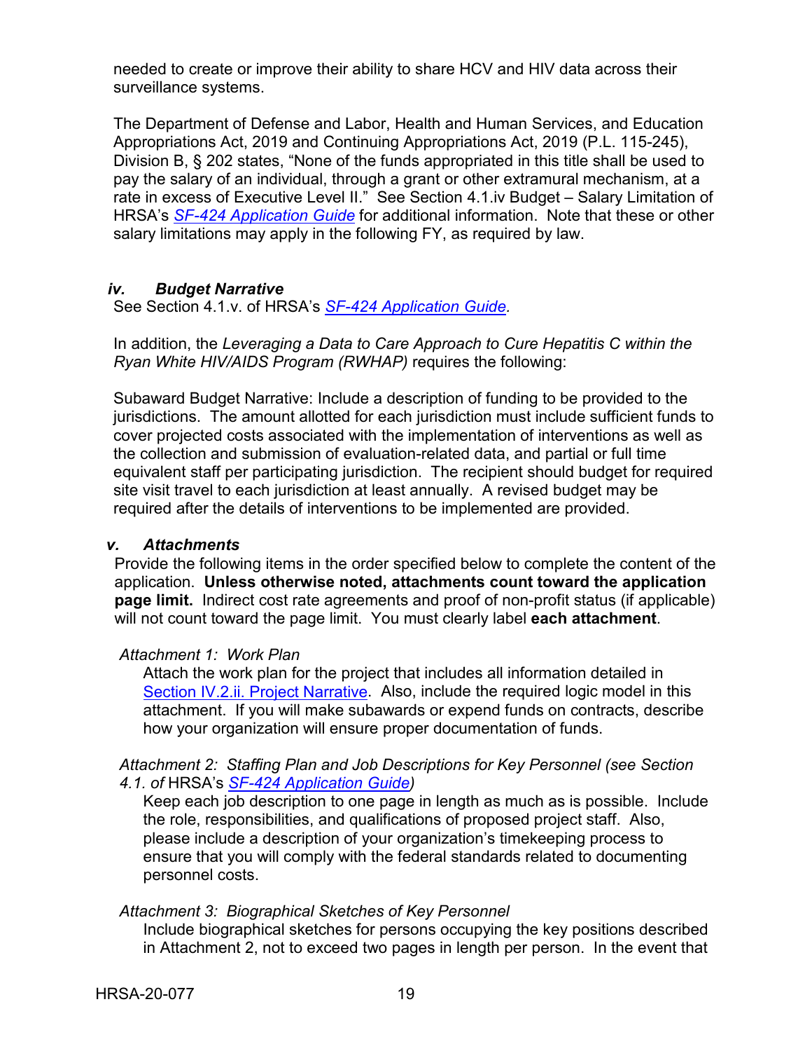needed to create or improve their ability to share HCV and HIV data across their surveillance systems.

The Department of Defense and Labor, Health and Human Services, and Education Appropriations Act, 2019 and Continuing Appropriations Act, 2019 (P.L. 115-245), Division B, § 202 states, "None of the funds appropriated in this title shall be used to pay the salary of an individual, through a grant or other extramural mechanism, at a rate in excess of Executive Level II." See Section 4.1.iv Budget – Salary Limitation of HRSA's *SF-424 Application Guide* for additional information. Note that these or other salary limitations may apply in the following FY, as required by law.

### *iv. Budget Narrative*

See Section 4.1.v. of HRSA's *SF-424 Application Guide*.

In addition, the *Leveraging a Data to Care Approach to Cure Hepatitis C within the Ryan White HIV/AIDS Program (RWHAP)* requires the following:

Subaward Budget Narrative: Include a description of funding to be provided to the jurisdictions. The amount allotted for each jurisdiction must include sufficient funds to cover projected costs associated with the implementation of interventions as well as the collection and submission of evaluation-related data, and partial or full time equivalent staff per participating jurisdiction. The recipient should budget for required site visit travel to each jurisdiction at least annually. A revised budget may be required after the details of interventions to be implemented are provided.

### *v. Attachments*

Provide the following items in the order specified below to complete the content of the application. **Unless otherwise noted, attachments count toward the application page limit.** Indirect cost rate agreements and proof of non-profit status (if applicable) will not count toward the page limit. You must clearly label **each attachment**.

*Attachment 1: Work Plan*

Attach the work plan for the project that includes all information detailed in Section IV.2.ii. Project Narrative. Also, include the required logic model in this attachment. If you will make subawards or expend funds on contracts, describe how your organization will ensure proper documentation of funds.

*Attachment 2: Staffing Plan and Job Descriptions for Key Personnel (see Section 4.1. of* HRSA's *SF-424 Application Guide)*

Keep each job description to one page in length as much as is possible. Include the role, responsibilities, and qualifications of proposed project staff. Also, please include a description of your organization's timekeeping process to ensure that you will comply with the federal standards related to documenting personnel costs.

*Attachment 3: Biographical Sketches of Key Personnel*

Include biographical sketches for persons occupying the key positions described in Attachment 2, not to exceed two pages in length per person. In the event that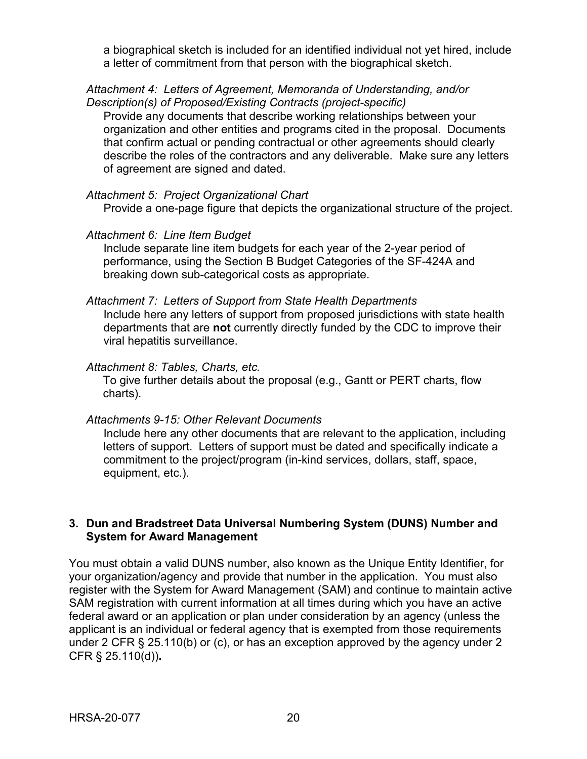a biographical sketch is included for an identified individual not yet hired, include a letter of commitment from that person with the biographical sketch.

*Attachment 4: Letters of Agreement, Memoranda of Understanding, and/or Description(s) of Proposed/Existing Contracts (project-specific)*

Provide any documents that describe working relationships between your organization and other entities and programs cited in the proposal. Documents that confirm actual or pending contractual or other agreements should clearly describe the roles of the contractors and any deliverable. Make sure any letters of agreement are signed and dated.

*Attachment 5: Project Organizational Chart*

Provide a one-page figure that depicts the organizational structure of the project.

*Attachment 6: Line Item Budget*

Include separate line item budgets for each year of the 2-year period of performance, using the Section B Budget Categories of the SF-424A and breaking down sub-categorical costs as appropriate.

*Attachment 7: Letters of Support from State Health Departments*

Include here any letters of support from proposed jurisdictions with state health departments that are **not** currently directly funded by the CDC to improve their viral hepatitis surveillance.

*Attachment 8: Tables, Charts, etc.*

To give further details about the proposal (e.g., Gantt or PERT charts, flow charts).

*Attachments 9-15: Other Relevant Documents*

Include here any other documents that are relevant to the application, including letters of support. Letters of support must be dated and specifically indicate a commitment to the project/program (in-kind services, dollars, staff, space, equipment, etc.).

### 3. Dun and Bradstreet Data Universal Numbering System (DUNS) Number and System for Award Management

You must obtain a valid DUNS number, also known as the Unique Entity Identifier, for your organization/agency and provide that number in the application. You must also register with the System for Award Management (SAM) and continue to maintain active SAM registration with current information at all times during which you have an active federal award or an application or plan under consideration by an agency (unless the applicant is an individual or federal agency that is exempted from those requirements under 2 CFR § 25.110(b) or (c), or has an exception approved by the agency under 2 CFR § 25.110(d))**.**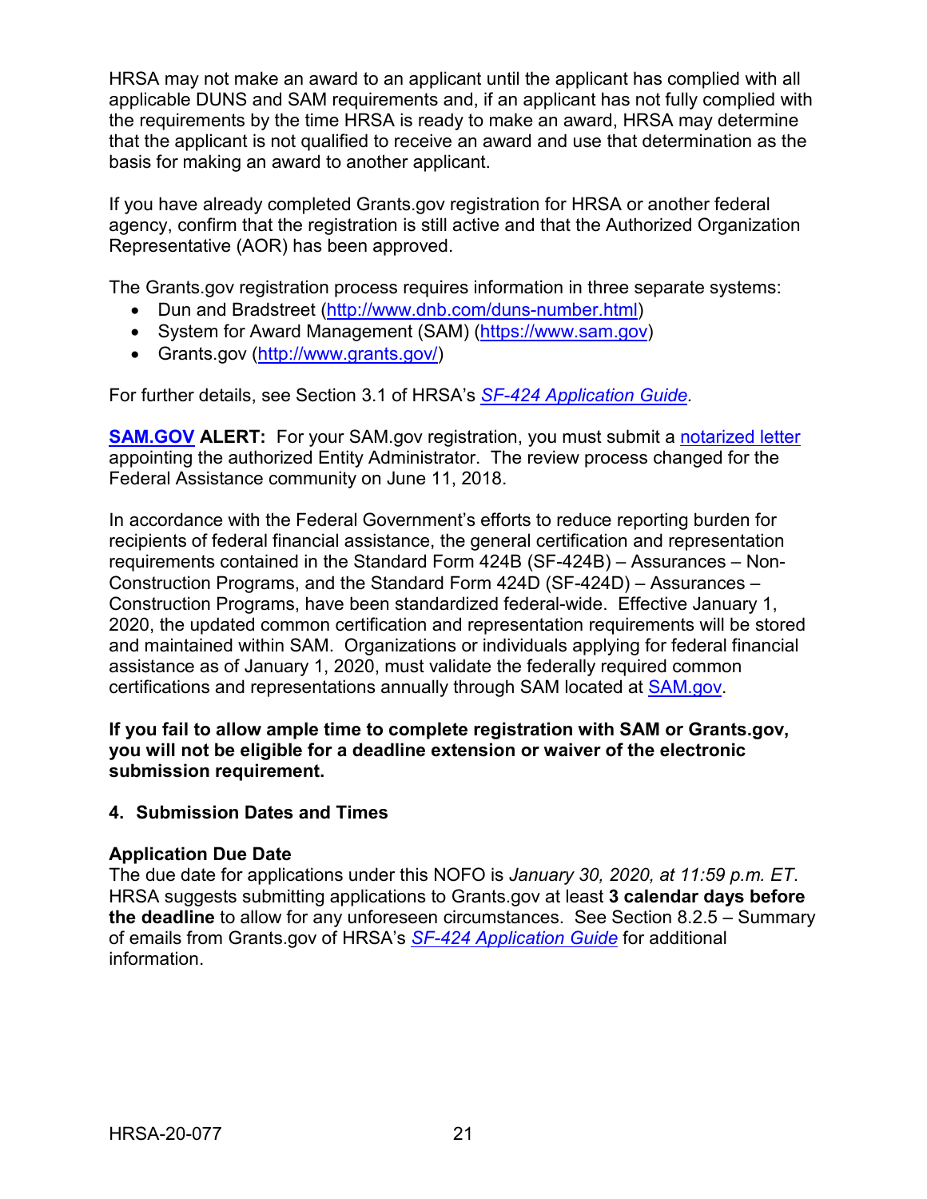HRSA may not make an award to an applicant until the applicant has complied with all applicable DUNS and SAM requirements and, if an applicant has not fully complied with the requirements by the time HRSA is ready to make an award, HRSA may determine that the applicant is not qualified to receive an award and use that determination as the basis for making an award to another applicant.

If you have already completed Grants.gov registration for HRSA or another federal agency, confirm that the registration is still active and that the Authorized Organization Representative (AOR) has been approved.

The Grants.gov registration process requires information in three separate systems:

- Dun and Bradstreet (http://www.dnb.com/duns-number.html)
- System for Award Management (SAM) (https://www.sam.gov)
- Grants.gov (http://www.grants.gov/)

For further details, see Section 3.1 of HRSA's *SF-424 Application Guide*.

**SAM.GOV ALERT:** For your SAM.gov registration, you must submit a notarized letter appointing the authorized Entity Administrator. The review process changed for the Federal Assistance community on June 11, 2018.

In accordance with the Federal Government's efforts to reduce reporting burden for recipients of federal financial assistance, the general certification and representation requirements contained in the Standard Form 424B (SF-424B) – Assurances – Non-Construction Programs, and the Standard Form 424D (SF-424D) – Assurances – Construction Programs, have been standardized federal-wide. Effective January 1, 2020, the updated common certification and representation requirements will be stored and maintained within SAM. Organizations or individuals applying for federal financial assistance as of January 1, 2020, must validate the federally required common certifications and representations annually through SAM located at SAM.gov.

**If you fail to allow ample time to complete registration with SAM or Grants.gov, you will not be eligible for a deadline extension or waiver of the electronic submission requirement.**

### 4. Submission Dates and Times

**Application Due Date**
The due date for applications under this NOFO is *January 30, 2020, at 11:59 p.m. ET*. HRSA suggests submitting applications to Grants.gov at least **3 calendar days before the deadline** to allow for any unforeseen circumstances. See Section 8.2.5 – Summary of emails from Grants.gov of HRSA's *SF-424 Application Guide* for additional information.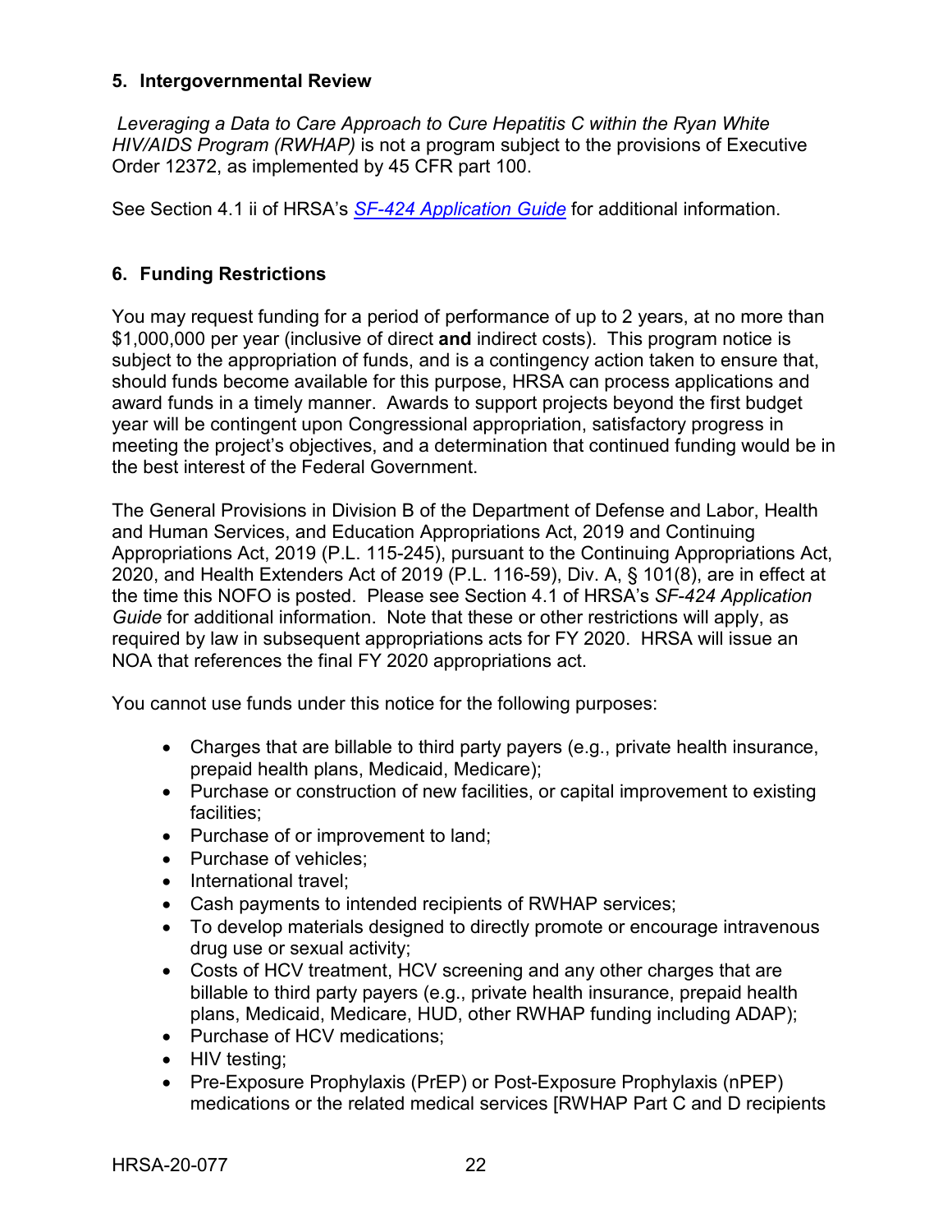### 5. Intergovernmental Review

*Leveraging a Data to Care Approach to Cure Hepatitis C within the Ryan White HIV/AIDS Program (RWHAP)* is not a program subject to the provisions of Executive Order 12372, as implemented by 45 CFR part 100.

See Section 4.1 ii of HRSA's *SF-424 Application Guide* for additional information.

### 6. Funding Restrictions

You may request funding for a period of performance of up to 2 years, at no more than $1,000,000 per year (inclusive of direct **and** indirect costs). This program notice is subject to the appropriation of funds, and is a contingency action taken to ensure that, should funds become available for this purpose, HRSA can process applications and award funds in a timely manner. Awards to support projects beyond the first budget year will be contingent upon Congressional appropriation, satisfactory progress in meeting the project's objectives, and a determination that continued funding would be in the best interest of the Federal Government.

The General Provisions in Division B of the Department of Defense and Labor, Health and Human Services, and Education Appropriations Act, 2019 and Continuing Appropriations Act, 2019 (P.L. 115-245), pursuant to the Continuing Appropriations Act, 2020, and Health Extenders Act of 2019 (P.L. 116-59), Div. A, § 101(8), are in effect at the time this NOFO is posted. Please see Section 4.1 of HRSA's *SF-424 Application Guide* for additional information. Note that these or other restrictions will apply, as required by law in subsequent appropriations acts for FY 2020. HRSA will issue an NOA that references the final FY 2020 appropriations act.

You cannot use funds under this notice for the following purposes:

- Charges that are billable to third party payers (e.g., private health insurance, prepaid health plans, Medicaid, Medicare);
- Purchase or construction of new facilities, or capital improvement to existing facilities;
- Purchase of or improvement to land;
- Purchase of vehicles;
- International travel;
- Cash payments to intended recipients of RWHAP services;
- To develop materials designed to directly promote or encourage intravenous drug use or sexual activity;
- Costs of HCV treatment, HCV screening and any other charges that are billable to third party payers (e.g., private health insurance, prepaid health plans, Medicaid, Medicare, HUD, other RWHAP funding including ADAP);
- Purchase of HCV medications;
- HIV testing;
- Pre-Exposure Prophylaxis (PrEP) or Post-Exposure Prophylaxis (nPEP) medications or the related medical services [RWHAP Part C and D recipients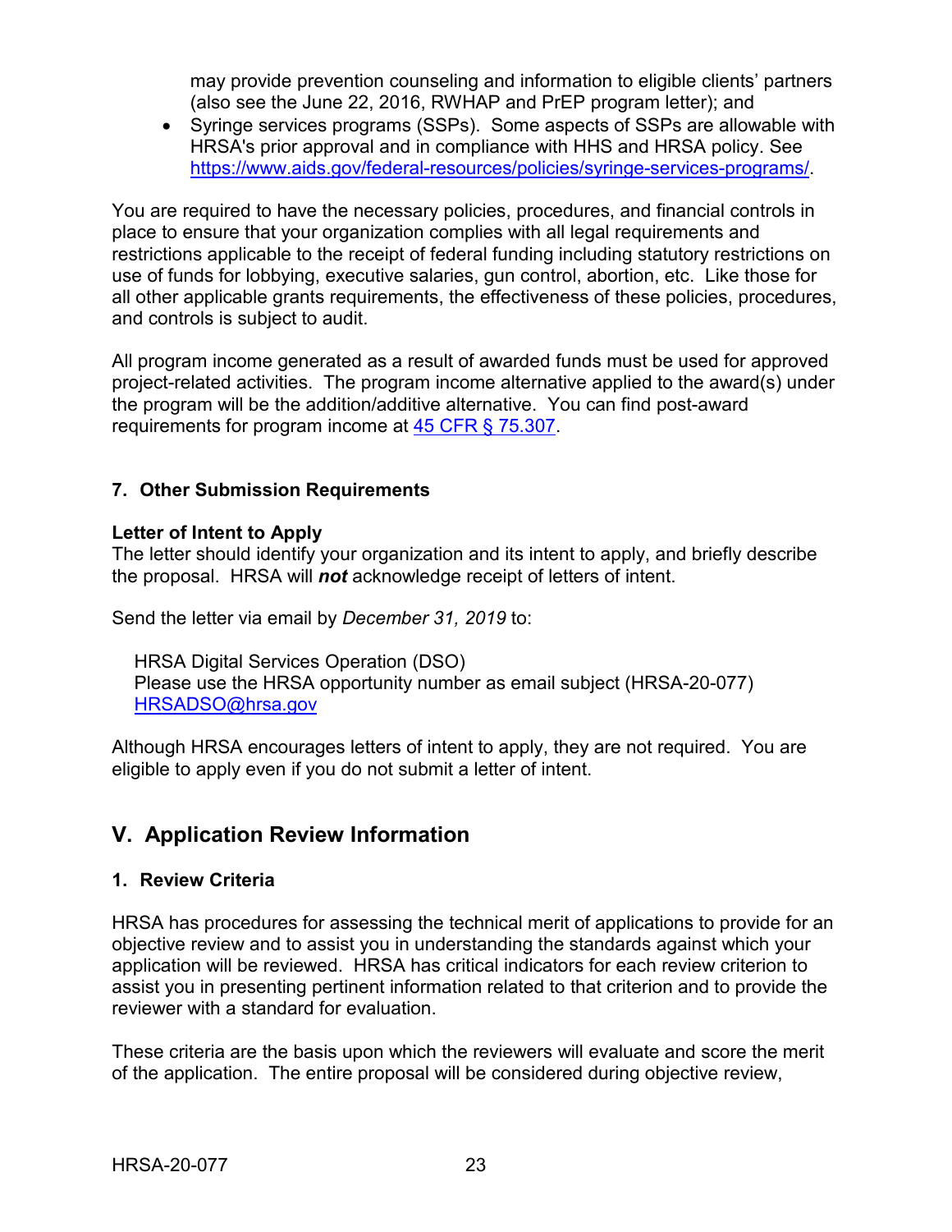may provide prevention counseling and information to eligible clients' partners (also see the June 22, 2016, RWHAP and PrEP program letter); and

- Syringe services programs (SSPs). Some aspects of SSPs are allowable with HRSA's prior approval and in compliance with HHS and HRSA policy. See [https://www.aids.gov/federal-resources/policies/syringe-services-programs/](https://www.aids.gov/federal-resources/policies/syringe-services-programs/).

You are required to have the necessary policies, procedures, and financial controls in place to ensure that your organization complies with all legal requirements and restrictions applicable to the receipt of federal funding including statutory restrictions on use of funds for lobbying, executive salaries, gun control, abortion, etc. Like those for all other applicable grants requirements, the effectiveness of these policies, procedures, and controls is subject to audit.

All program income generated as a result of awarded funds must be used for approved project-related activities. The program income alternative applied to the award(s) under the program will be the addition/additive alternative. You can find post-award requirements for program income at [45 CFR § 75.307](45 CFR § 75.307).

### 7. Other Submission Requirements

**Letter of Intent to Apply**
The letter should identify your organization and its intent to apply, and briefly describe the proposal. HRSA will ***not*** acknowledge receipt of letters of intent.

Send the letter via email by *December 31, 2019* to:

HRSA Digital Services Operation (DSO)
Please use the HRSA opportunity number as email subject (HRSA-20-077)
[HRSADSO@hrsa.gov](mailto:HRSADSO@hrsa.gov)

Although HRSA encourages letters of intent to apply, they are not required. You are eligible to apply even if you do not submit a letter of intent.

## V. Application Review Information

### 1. Review Criteria

HRSA has procedures for assessing the technical merit of applications to provide for an objective review and to assist you in understanding the standards against which your application will be reviewed. HRSA has critical indicators for each review criterion to assist you in presenting pertinent information related to that criterion and to provide the reviewer with a standard for evaluation.

These criteria are the basis upon which the reviewers will evaluate and score the merit of the application. The entire proposal will be considered during objective review,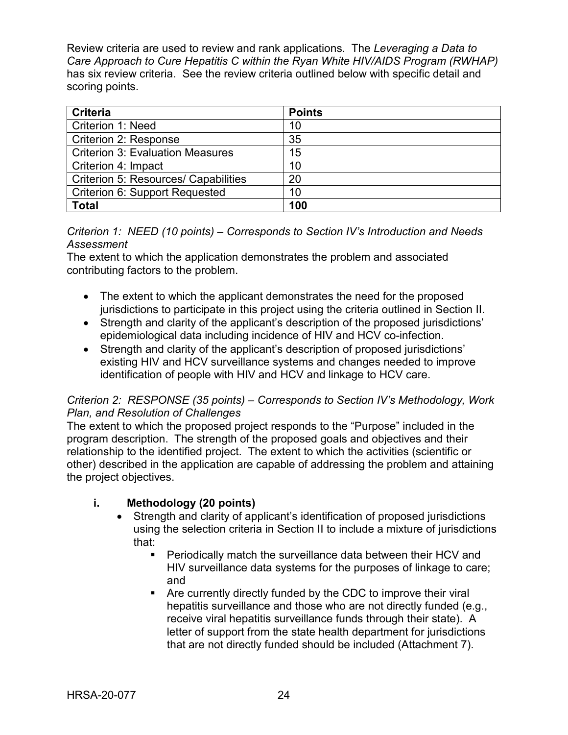Review criteria are used to review and rank applications. The *Leveraging a Data to Care Approach to Cure Hepatitis C within the Ryan White HIV/AIDS Program (RWHAP)* has six review criteria. See the review criteria outlined below with specific detail and scoring points.

| Criteria | Points |
|---|---|
| Criterion 1: Need | 10 |
| Criterion 2: Response | 35 |
| Criterion 3: Evaluation Measures | 15 |
| Criterion 4: Impact | 10 |
| Criterion 5: Resources/ Capabilities | 20 |
| Criterion 6: Support Requested | 10 |
| **Total** | **100** |

*Criterion 1: NEED (10 points) – Corresponds to Section IV's Introduction and Needs Assessment*

The extent to which the application demonstrates the problem and associated contributing factors to the problem.

- The extent to which the applicant demonstrates the need for the proposed jurisdictions to participate in this project using the criteria outlined in Section II.
- Strength and clarity of the applicant's description of the proposed jurisdictions' epidemiological data including incidence of HIV and HCV co-infection.
- Strength and clarity of the applicant's description of proposed jurisdictions' existing HIV and HCV surveillance systems and changes needed to improve identification of people with HIV and HCV and linkage to HCV care.

*Criterion 2: RESPONSE (35 points) – Corresponds to Section IV's Methodology, Work Plan, and Resolution of Challenges*

The extent to which the proposed project responds to the "Purpose" included in the program description. The strength of the proposed goals and objectives and their relationship to the identified project. The extent to which the activities (scientific or other) described in the application are capable of addressing the problem and attaining the project objectives.

**i. Methodology (20 points)**

- Strength and clarity of applicant's identification of proposed jurisdictions using the selection criteria in Section II to include a mixture of jurisdictions that:
  - Periodically match the surveillance data between their HCV and HIV surveillance data systems for the purposes of linkage to care; and
  - Are currently directly funded by the CDC to improve their viral hepatitis surveillance and those who are not directly funded (e.g., receive viral hepatitis surveillance funds through their state). A letter of support from the state health department for jurisdictions that are not directly funded should be included (Attachment 7).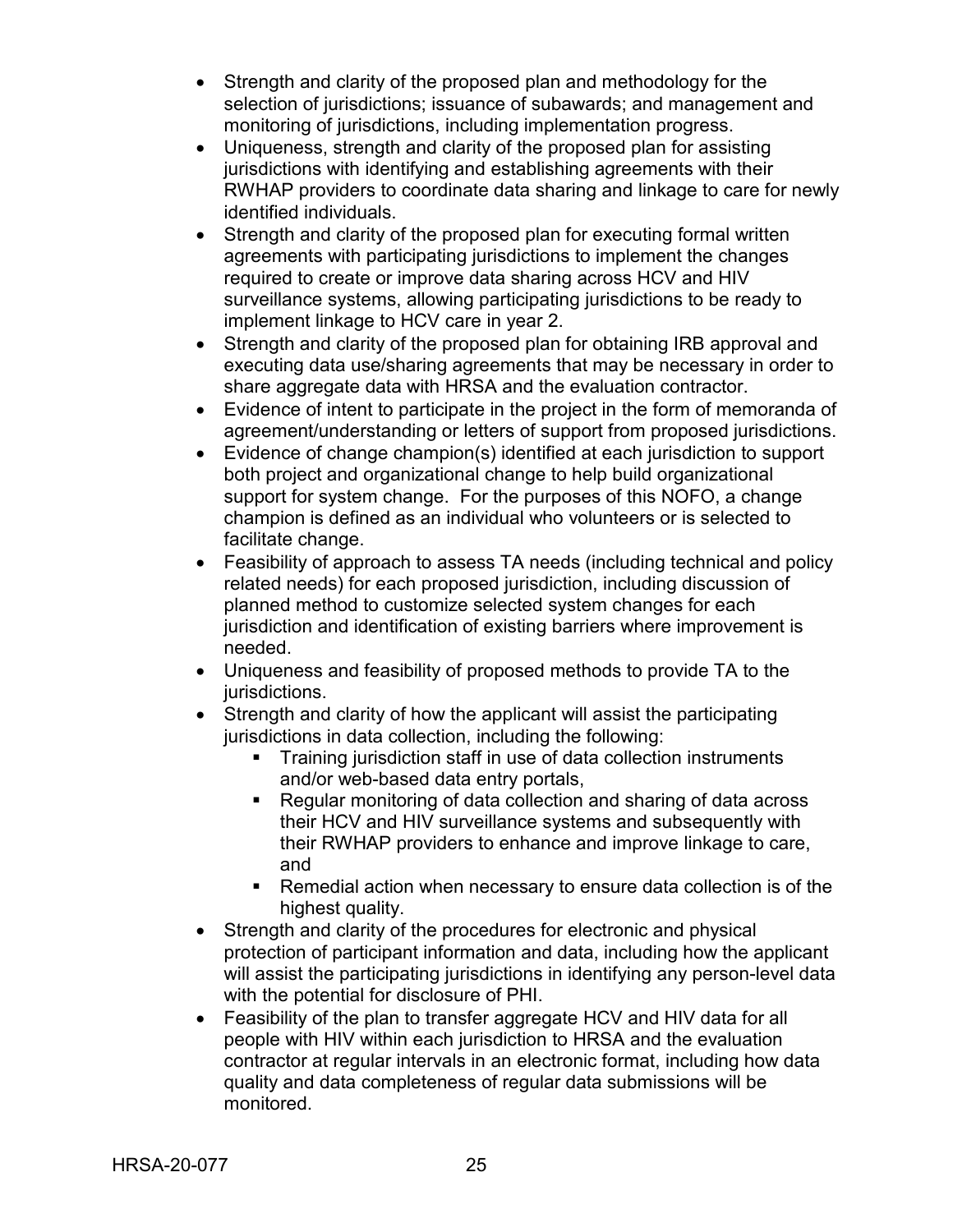- Strength and clarity of the proposed plan and methodology for the selection of jurisdictions; issuance of subawards; and management and monitoring of jurisdictions, including implementation progress.
- Uniqueness, strength and clarity of the proposed plan for assisting jurisdictions with identifying and establishing agreements with their RWHAP providers to coordinate data sharing and linkage to care for newly identified individuals.
- Strength and clarity of the proposed plan for executing formal written agreements with participating jurisdictions to implement the changes required to create or improve data sharing across HCV and HIV surveillance systems, allowing participating jurisdictions to be ready to implement linkage to HCV care in year 2.
- Strength and clarity of the proposed plan for obtaining IRB approval and executing data use/sharing agreements that may be necessary in order to share aggregate data with HRSA and the evaluation contractor.
- Evidence of intent to participate in the project in the form of memoranda of agreement/understanding or letters of support from proposed jurisdictions.
- Evidence of change champion(s) identified at each jurisdiction to support both project and organizational change to help build organizational support for system change. For the purposes of this NOFO, a change champion is defined as an individual who volunteers or is selected to facilitate change.
- Feasibility of approach to assess TA needs (including technical and policy related needs) for each proposed jurisdiction, including discussion of planned method to customize selected system changes for each jurisdiction and identification of existing barriers where improvement is needed.
- Uniqueness and feasibility of proposed methods to provide TA to the jurisdictions.
- Strength and clarity of how the applicant will assist the participating jurisdictions in data collection, including the following:
  - Training jurisdiction staff in use of data collection instruments and/or web-based data entry portals,
  - Regular monitoring of data collection and sharing of data across their HCV and HIV surveillance systems and subsequently with their RWHAP providers to enhance and improve linkage to care, and
  - Remedial action when necessary to ensure data collection is of the highest quality.
- Strength and clarity of the procedures for electronic and physical protection of participant information and data, including how the applicant will assist the participating jurisdictions in identifying any person-level data with the potential for disclosure of PHI.
- Feasibility of the plan to transfer aggregate HCV and HIV data for all people with HIV within each jurisdiction to HRSA and the evaluation contractor at regular intervals in an electronic format, including how data quality and data completeness of regular data submissions will be monitored.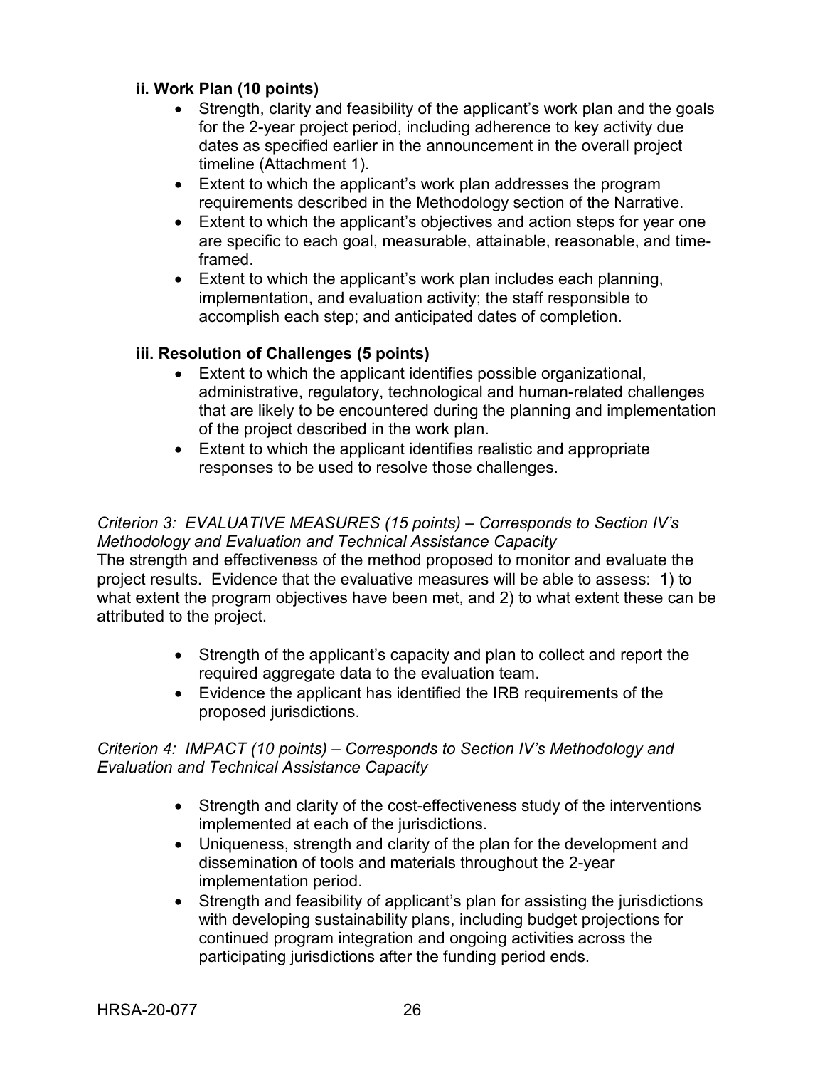### ii. Work Plan (10 points)

- Strength, clarity and feasibility of the applicant's work plan and the goals for the 2-year project period, including adherence to key activity due dates as specified earlier in the announcement in the overall project timeline (Attachment 1).
- Extent to which the applicant's work plan addresses the program requirements described in the Methodology section of the Narrative.
- Extent to which the applicant's objectives and action steps for year one are specific to each goal, measurable, attainable, reasonable, and time-framed.
- Extent to which the applicant's work plan includes each planning, implementation, and evaluation activity; the staff responsible to accomplish each step; and anticipated dates of completion.

### iii. Resolution of Challenges (5 points)

- Extent to which the applicant identifies possible organizational, administrative, regulatory, technological and human-related challenges that are likely to be encountered during the planning and implementation of the project described in the work plan.
- Extent to which the applicant identifies realistic and appropriate responses to be used to resolve those challenges.

*Criterion 3: EVALUATIVE MEASURES (15 points) – Corresponds to Section IV's Methodology and Evaluation and Technical Assistance Capacity*

The strength and effectiveness of the method proposed to monitor and evaluate the project results. Evidence that the evaluative measures will be able to assess: 1) to what extent the program objectives have been met, and 2) to what extent these can be attributed to the project.

- Strength of the applicant's capacity and plan to collect and report the required aggregate data to the evaluation team.
- Evidence the applicant has identified the IRB requirements of the proposed jurisdictions.

*Criterion 4: IMPACT (10 points) – Corresponds to Section IV's Methodology and Evaluation and Technical Assistance Capacity*

- Strength and clarity of the cost-effectiveness study of the interventions implemented at each of the jurisdictions.
- Uniqueness, strength and clarity of the plan for the development and dissemination of tools and materials throughout the 2-year implementation period.
- Strength and feasibility of applicant's plan for assisting the jurisdictions with developing sustainability plans, including budget projections for continued program integration and ongoing activities across the participating jurisdictions after the funding period ends.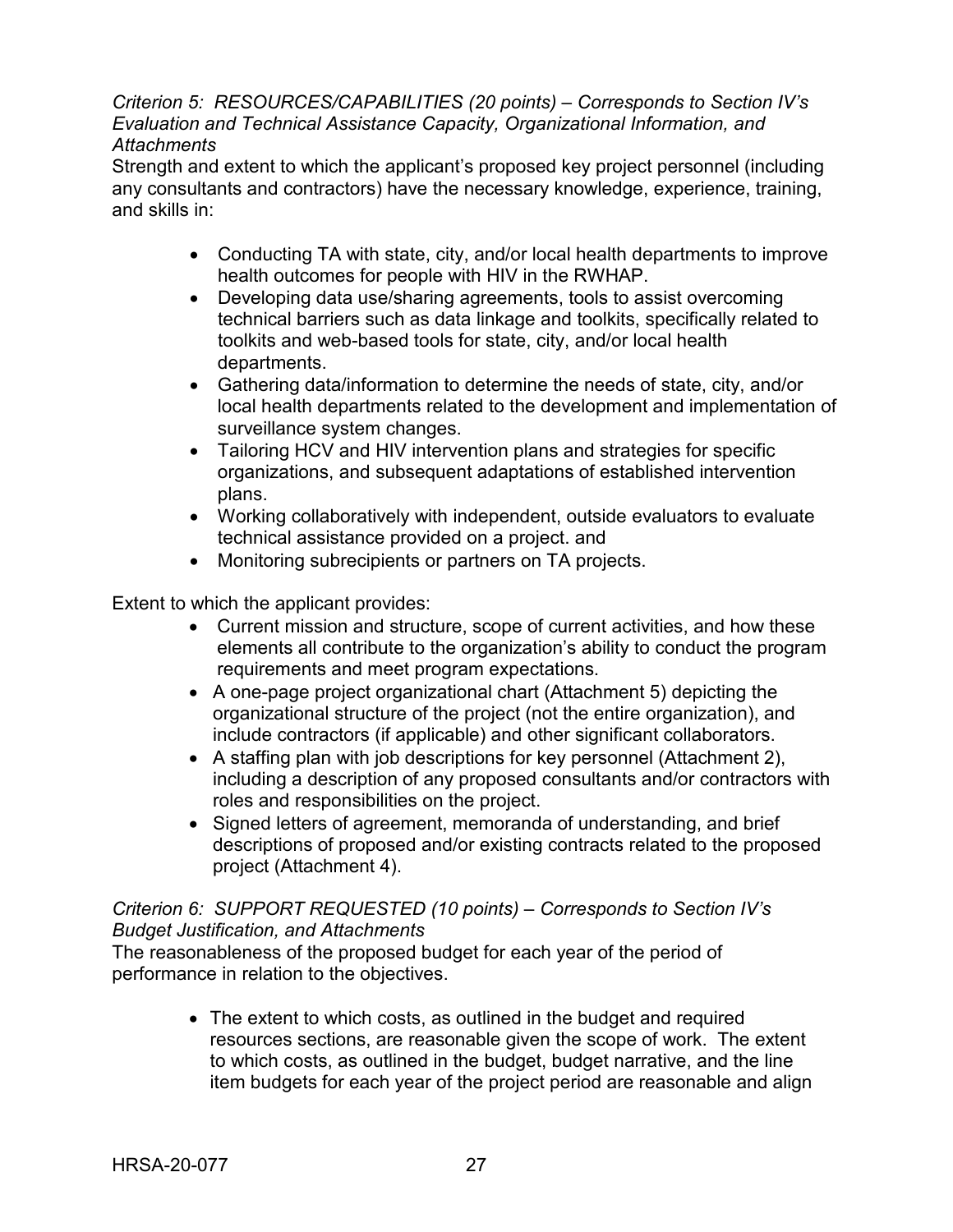*Criterion 5: RESOURCES/CAPABILITIES (20 points) – Corresponds to Section IV's Evaluation and Technical Assistance Capacity, Organizational Information, and Attachments*

Strength and extent to which the applicant's proposed key project personnel (including any consultants and contractors) have the necessary knowledge, experience, training, and skills in:

- Conducting TA with state, city, and/or local health departments to improve health outcomes for people with HIV in the RWHAP.
- Developing data use/sharing agreements, tools to assist overcoming technical barriers such as data linkage and toolkits, specifically related to toolkits and web-based tools for state, city, and/or local health departments.
- Gathering data/information to determine the needs of state, city, and/or local health departments related to the development and implementation of surveillance system changes.
- Tailoring HCV and HIV intervention plans and strategies for specific organizations, and subsequent adaptations of established intervention plans.
- Working collaboratively with independent, outside evaluators to evaluate technical assistance provided on a project. and
- Monitoring subrecipients or partners on TA projects.

Extent to which the applicant provides:

- Current mission and structure, scope of current activities, and how these elements all contribute to the organization's ability to conduct the program requirements and meet program expectations.
- A one-page project organizational chart (Attachment 5) depicting the organizational structure of the project (not the entire organization), and include contractors (if applicable) and other significant collaborators.
- A staffing plan with job descriptions for key personnel (Attachment 2), including a description of any proposed consultants and/or contractors with roles and responsibilities on the project.
- Signed letters of agreement, memoranda of understanding, and brief descriptions of proposed and/or existing contracts related to the proposed project (Attachment 4).

*Criterion 6: SUPPORT REQUESTED (10 points) – Corresponds to Section IV's Budget Justification, and Attachments*

The reasonableness of the proposed budget for each year of the period of performance in relation to the objectives.

- The extent to which costs, as outlined in the budget and required resources sections, are reasonable given the scope of work. The extent to which costs, as outlined in the budget, budget narrative, and the line item budgets for each year of the project period are reasonable and align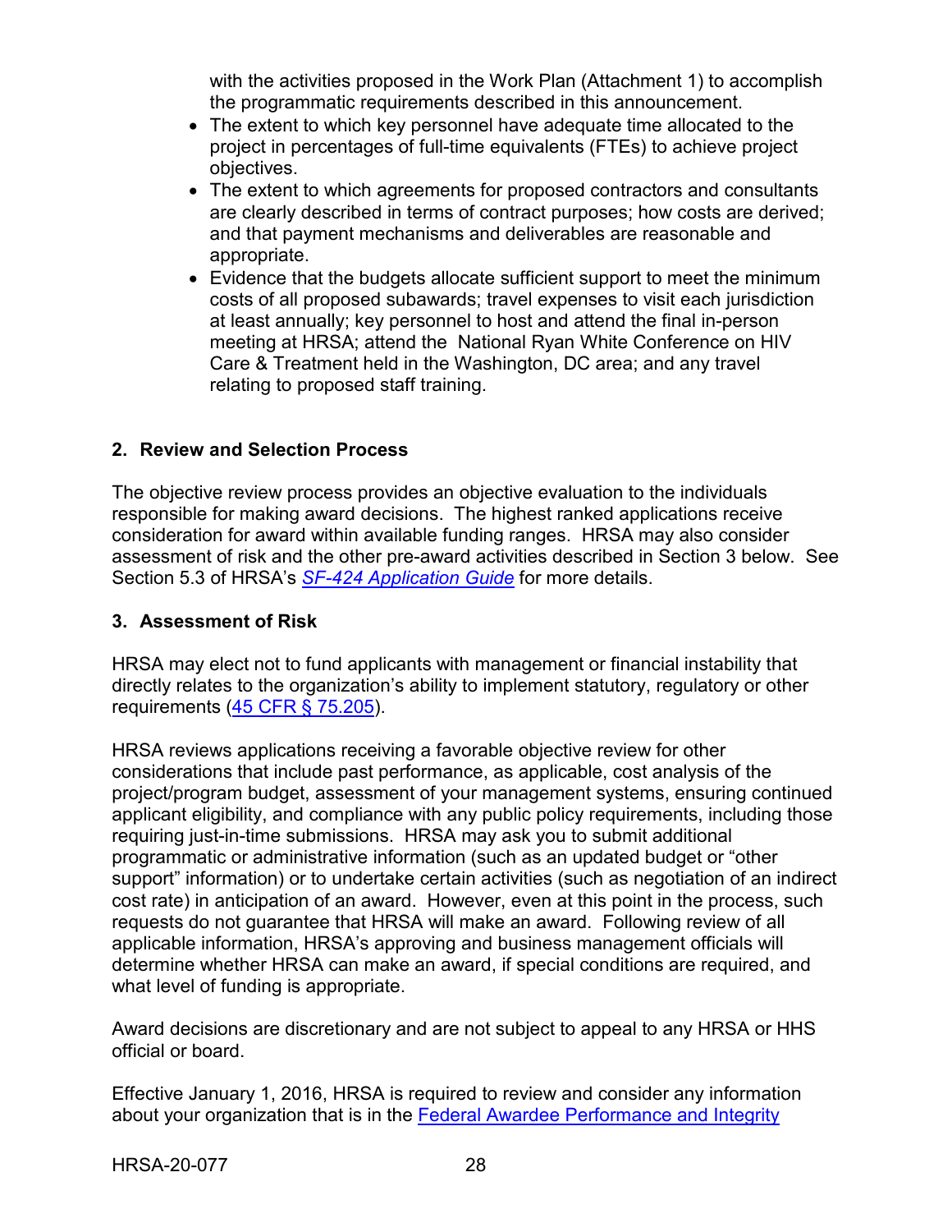with the activities proposed in the Work Plan (Attachment 1) to accomplish the programmatic requirements described in this announcement.

- The extent to which key personnel have adequate time allocated to the project in percentages of full-time equivalents (FTEs) to achieve project objectives.
- The extent to which agreements for proposed contractors and consultants are clearly described in terms of contract purposes; how costs are derived; and that payment mechanisms and deliverables are reasonable and appropriate.
- Evidence that the budgets allocate sufficient support to meet the minimum costs of all proposed subawards; travel expenses to visit each jurisdiction at least annually; key personnel to host and attend the final in-person meeting at HRSA; attend the National Ryan White Conference on HIV Care & Treatment held in the Washington, DC area; and any travel relating to proposed staff training.

### 2. Review and Selection Process

The objective review process provides an objective evaluation to the individuals responsible for making award decisions. The highest ranked applications receive consideration for award within available funding ranges. HRSA may also consider assessment of risk and the other pre-award activities described in Section 3 below. See Section 5.3 of HRSA's *SF-424 Application Guide* for more details.

### 3. Assessment of Risk

HRSA may elect not to fund applicants with management or financial instability that directly relates to the organization's ability to implement statutory, regulatory or other requirements (45 CFR § 75.205).

HRSA reviews applications receiving a favorable objective review for other considerations that include past performance, as applicable, cost analysis of the project/program budget, assessment of your management systems, ensuring continued applicant eligibility, and compliance with any public policy requirements, including those requiring just-in-time submissions. HRSA may ask you to submit additional programmatic or administrative information (such as an updated budget or "other support" information) or to undertake certain activities (such as negotiation of an indirect cost rate) in anticipation of an award. However, even at this point in the process, such requests do not guarantee that HRSA will make an award. Following review of all applicable information, HRSA's approving and business management officials will determine whether HRSA can make an award, if special conditions are required, and what level of funding is appropriate.

Award decisions are discretionary and are not subject to appeal to any HRSA or HHS official or board.

Effective January 1, 2016, HRSA is required to review and consider any information about your organization that is in the Federal Awardee Performance and Integrity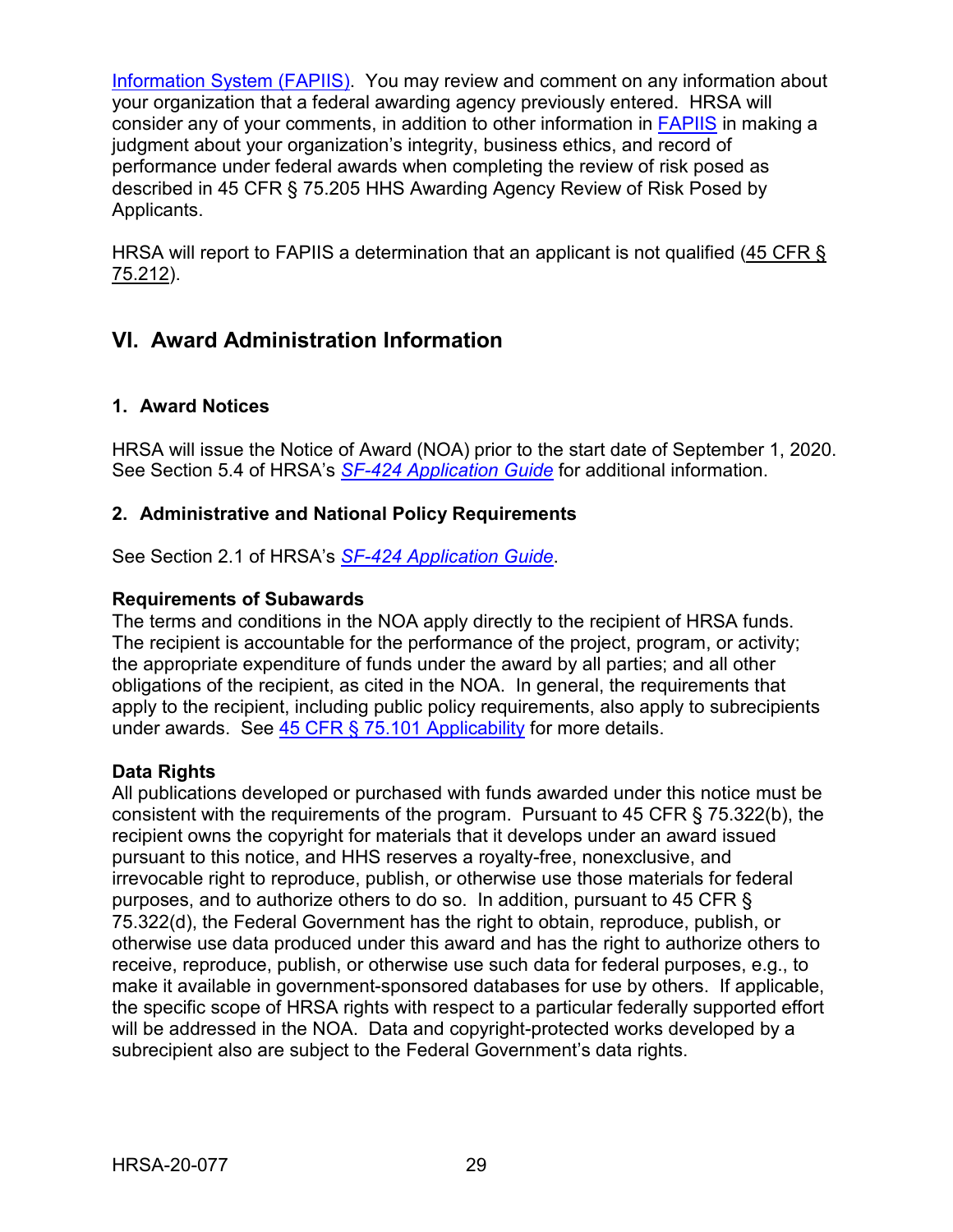Information System (FAPIIS). You may review and comment on any information about your organization that a federal awarding agency previously entered. HRSA will consider any of your comments, in addition to other information in FAPIIS in making a judgment about your organization's integrity, business ethics, and record of performance under federal awards when completing the review of risk posed as described in 45 CFR § 75.205 HHS Awarding Agency Review of Risk Posed by Applicants.

HRSA will report to FAPIIS a determination that an applicant is not qualified (45 CFR § 75.212).

## VI. Award Administration Information

### 1. Award Notices

HRSA will issue the Notice of Award (NOA) prior to the start date of September 1, 2020. See Section 5.4 of HRSA's *SF-424 Application Guide* for additional information.

### 2. Administrative and National Policy Requirements

See Section 2.1 of HRSA's *SF-424 Application Guide*.

**Requirements of Subawards**
The terms and conditions in the NOA apply directly to the recipient of HRSA funds. The recipient is accountable for the performance of the project, program, or activity; the appropriate expenditure of funds under the award by all parties; and all other obligations of the recipient, as cited in the NOA. In general, the requirements that apply to the recipient, including public policy requirements, also apply to subrecipients under awards. See 45 CFR § 75.101 Applicability for more details.

**Data Rights**
All publications developed or purchased with funds awarded under this notice must be consistent with the requirements of the program. Pursuant to 45 CFR § 75.322(b), the recipient owns the copyright for materials that it develops under an award issued pursuant to this notice, and HHS reserves a royalty-free, nonexclusive, and irrevocable right to reproduce, publish, or otherwise use those materials for federal purposes, and to authorize others to do so. In addition, pursuant to 45 CFR § 75.322(d), the Federal Government has the right to obtain, reproduce, publish, or otherwise use data produced under this award and has the right to authorize others to receive, reproduce, publish, or otherwise use such data for federal purposes, e.g., to make it available in government-sponsored databases for use by others. If applicable, the specific scope of HRSA rights with respect to a particular federally supported effort will be addressed in the NOA. Data and copyright-protected works developed by a subrecipient also are subject to the Federal Government's data rights.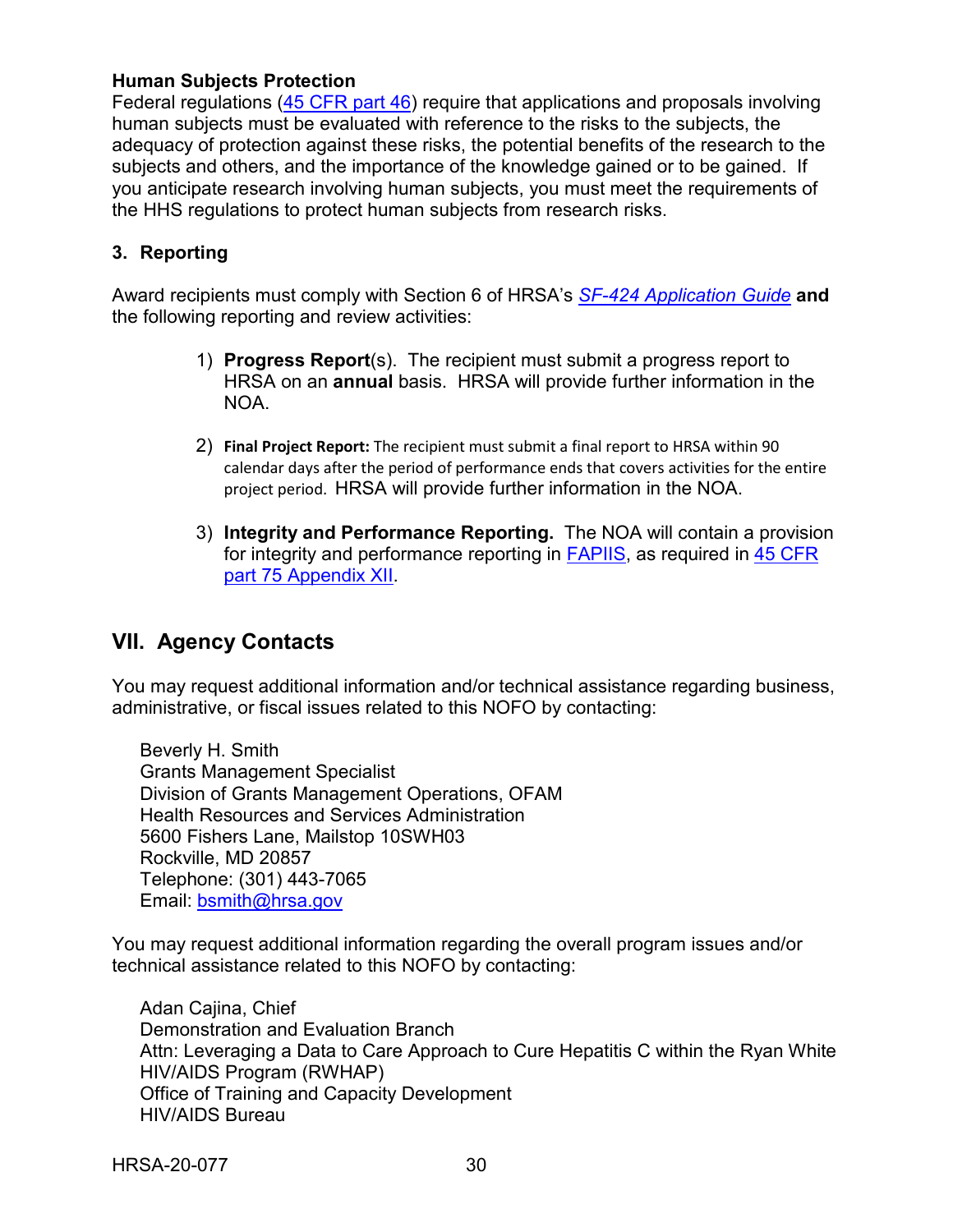**Human Subjects Protection**
Federal regulations (45 CFR part 46) require that applications and proposals involving human subjects must be evaluated with reference to the risks to the subjects, the adequacy of protection against these risks, the potential benefits of the research to the subjects and others, and the importance of the knowledge gained or to be gained. If you anticipate research involving human subjects, you must meet the requirements of the HHS regulations to protect human subjects from research risks.

### 3. Reporting

Award recipients must comply with Section 6 of HRSA's *SF-424 Application Guide* **and** the following reporting and review activities:

1) **Progress Report**(s). The recipient must submit a progress report to HRSA on an **annual** basis. HRSA will provide further information in the NOA.

2) **Final Project Report:** The recipient must submit a final report to HRSA within 90 calendar days after the period of performance ends that covers activities for the entire project period. HRSA will provide further information in the NOA.

3) **Integrity and Performance Reporting.** The NOA will contain a provision for integrity and performance reporting in FAPIIS, as required in 45 CFR part 75 Appendix XII.

## VII. Agency Contacts

You may request additional information and/or technical assistance regarding business, administrative, or fiscal issues related to this NOFO by contacting:

Beverly H. Smith
Grants Management Specialist
Division of Grants Management Operations, OFAM
Health Resources and Services Administration
5600 Fishers Lane, Mailstop 10SWH03
Rockville, MD 20857
Telephone: (301) 443-7065
Email: bsmith@hrsa.gov

You may request additional information regarding the overall program issues and/or technical assistance related to this NOFO by contacting:

Adan Cajina, Chief
Demonstration and Evaluation Branch
Attn: Leveraging a Data to Care Approach to Cure Hepatitis C within the Ryan White HIV/AIDS Program (RWHAP)
Office of Training and Capacity Development
HIV/AIDS Bureau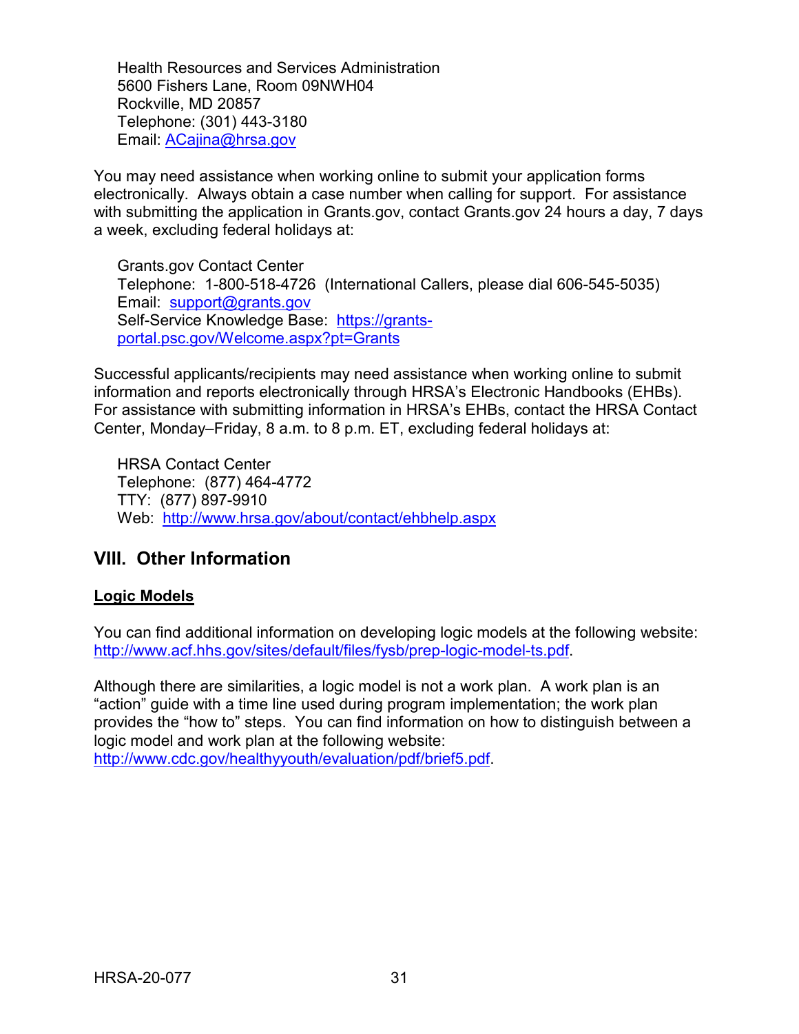Health Resources and Services Administration
5600 Fishers Lane, Room 09NWH04
Rockville, MD 20857
Telephone: (301) 443-3180
Email: [ACajina@hrsa.gov](mailto:ACajina@hrsa.gov)

You may need assistance when working online to submit your application forms electronically. Always obtain a case number when calling for support. For assistance with submitting the application in Grants.gov, contact Grants.gov 24 hours a day, 7 days a week, excluding federal holidays at:

Grants.gov Contact Center
Telephone: 1-800-518-4726 (International Callers, please dial 606-545-5035)
Email: [support@grants.gov](mailto:support@grants.gov)
Self-Service Knowledge Base: [https://grants-portal.psc.gov/Welcome.aspx?pt=Grants](https://grants-portal.psc.gov/Welcome.aspx?pt=Grants)

Successful applicants/recipients may need assistance when working online to submit information and reports electronically through HRSA's Electronic Handbooks (EHBs). For assistance with submitting information in HRSA's EHBs, contact the HRSA Contact Center, Monday–Friday, 8 a.m. to 8 p.m. ET, excluding federal holidays at:

HRSA Contact Center
Telephone: (877) 464-4772
TTY: (877) 897-9910
Web: [http://www.hrsa.gov/about/contact/ehbhelp.aspx](http://www.hrsa.gov/about/contact/ehbhelp.aspx)

## VIII. Other Information

**Logic Models**

You can find additional information on developing logic models at the following website: [http://www.acf.hhs.gov/sites/default/files/fysb/prep-logic-model-ts.pdf](http://www.acf.hhs.gov/sites/default/files/fysb/prep-logic-model-ts.pdf).

Although there are similarities, a logic model is not a work plan. A work plan is an "action" guide with a time line used during program implementation; the work plan provides the "how to" steps. You can find information on how to distinguish between a logic model and work plan at the following website: [http://www.cdc.gov/healthyyouth/evaluation/pdf/brief5.pdf](http://www.cdc.gov/healthyyouth/evaluation/pdf/brief5.pdf).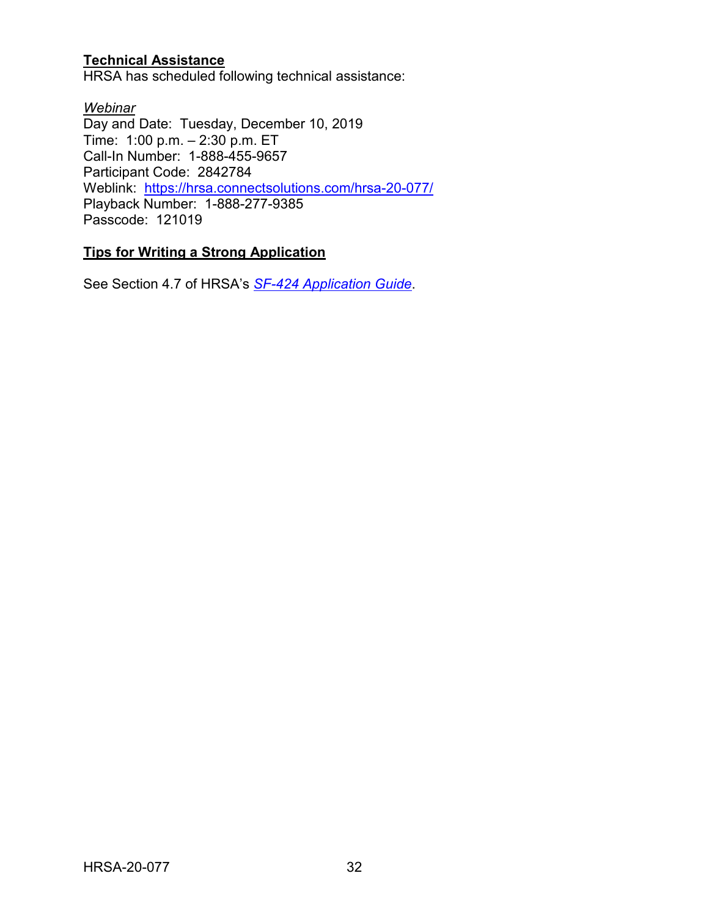**Technical Assistance**

HRSA has scheduled following technical assistance:

*Webinar*

Day and Date: Tuesday, December 10, 2019
Time: 1:00 p.m. – 2:30 p.m. ET
Call-In Number: 1-888-455-9657
Participant Code: 2842784
Weblink: [https://hrsa.connectsolutions.com/hrsa-20-077/](https://hrsa.connectsolutions.com/hrsa-20-077/)
Playback Number: 1-888-277-9385
Passcode: 121019

**Tips for Writing a Strong Application**

See Section 4.7 of HRSA's *SF-424 Application Guide*.